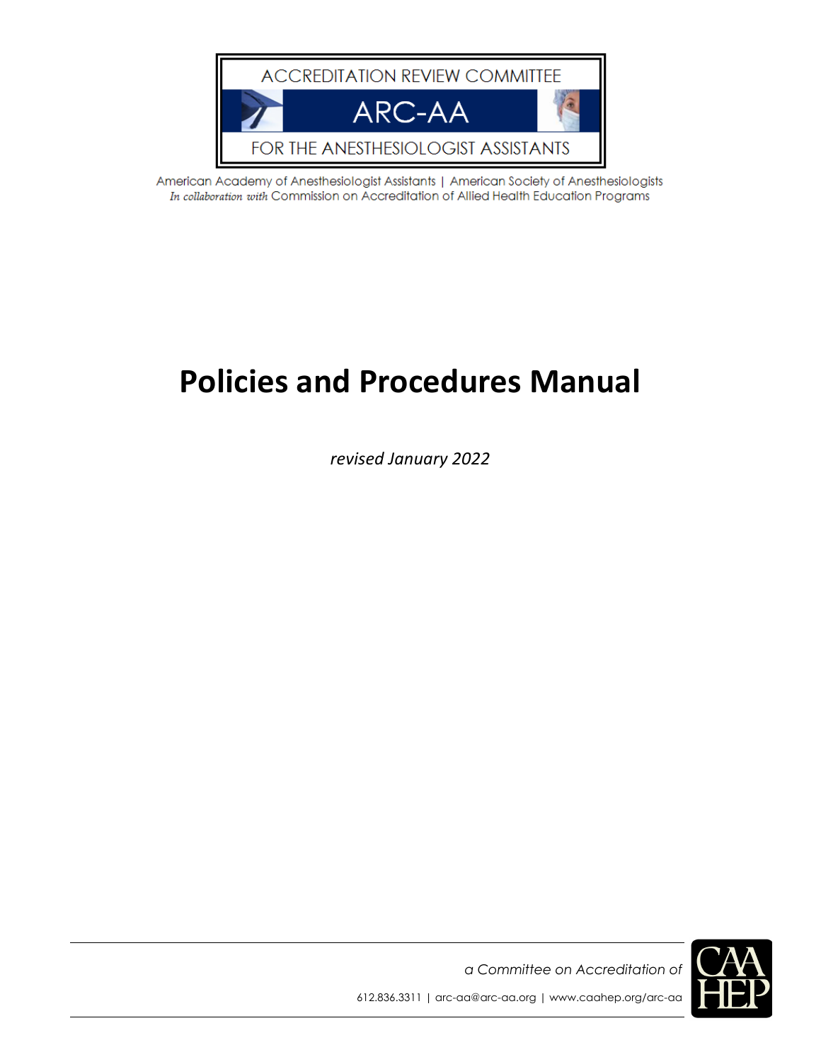ACCREDITATION REVIEW COMMITTEE

ARC-AA

FOR THE ANESTHESIOLOGIST ASSISTANTS

American Academy of Anesthesiologist Assistants | American Society of Anesthesiologists
*In collaboration with* Commission on Accreditation of Allied Health Education Programs

# Policies and Procedures Manual

*revised January 2022*

*a Committee on Accreditation of* CAAHEP

612.836.3311 | arc-aa@arc-aa.org | www.caahep.org/arc-aa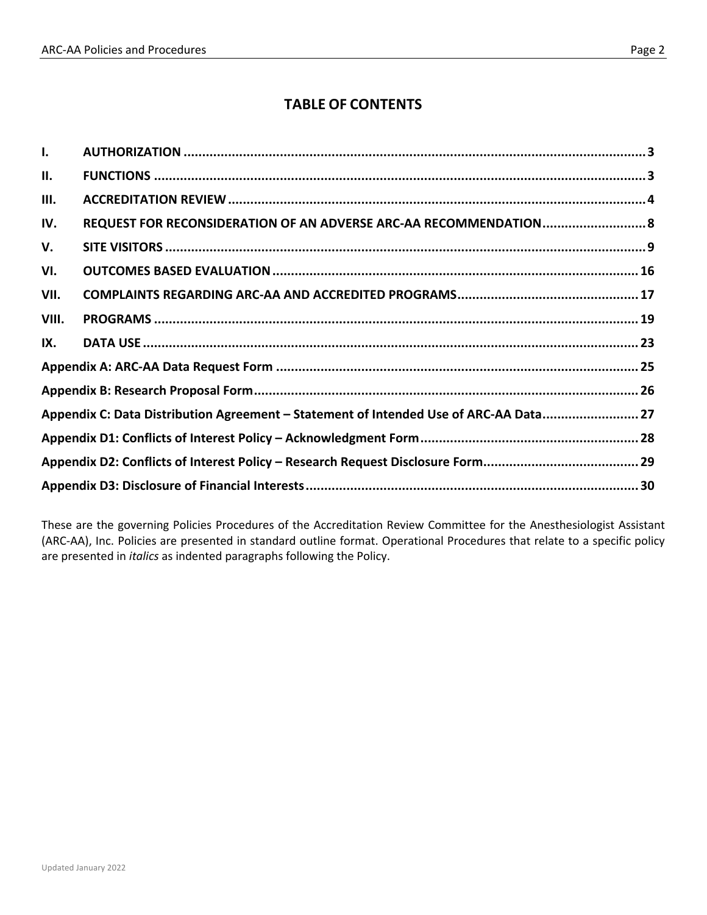# TABLE OF CONTENTS

| | | |
|---|---|---|
| **I.** | **AUTHORIZATION** | **3** |
| **II.** | **FUNCTIONS** | **3** |
| **III.** | **ACCREDITATION REVIEW** | **4** |
| **IV.** | **REQUEST FOR RECONSIDERATION OF AN ADVERSE ARC-AA RECOMMENDATION** | **8** |
| **V.** | **SITE VISITORS** | **9** |
| **VI.** | **OUTCOMES BASED EVALUATION** | **16** |
| **VII.** | **COMPLAINTS REGARDING ARC-AA AND ACCREDITED PROGRAMS** | **17** |
| **VIII.** | **PROGRAMS** | **19** |
| **IX.** | **DATA USE** | **23** |
| **Appendix A: ARC-AA Data Request Form** | | **25** |
| **Appendix B: Research Proposal Form** | | **26** |
| **Appendix C: Data Distribution Agreement – Statement of Intended Use of ARC-AA Data** | | **27** |
| **Appendix D1: Conflicts of Interest Policy – Acknowledgment Form** | | **28** |
| **Appendix D2: Conflicts of Interest Policy – Research Request Disclosure Form** | | **29** |
| **Appendix D3: Disclosure of Financial Interests** | | **30** |

These are the governing Policies Procedures of the Accreditation Review Committee for the Anesthesiologist Assistant (ARC-AA), Inc. Policies are presented in standard outline format. Operational Procedures that relate to a specific policy are presented in *italics* as indented paragraphs following the Policy.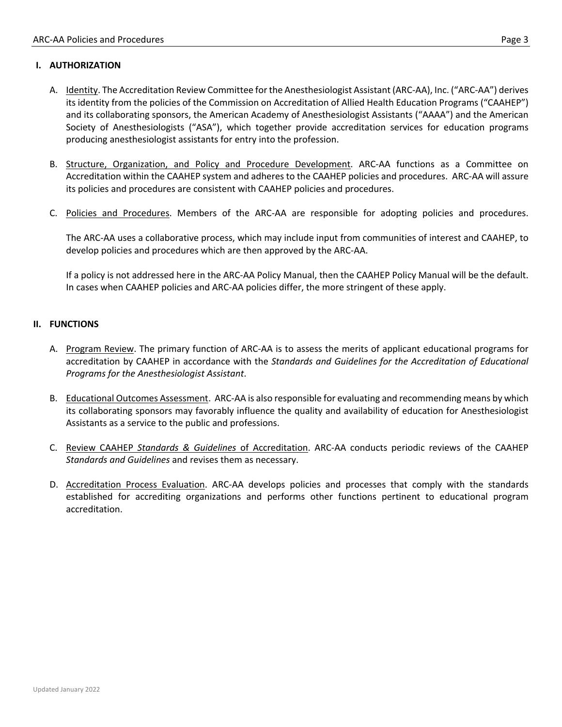## I. AUTHORIZATION

A. Identity. The Accreditation Review Committee for the Anesthesiologist Assistant (ARC-AA), Inc. ("ARC-AA") derives its identity from the policies of the Commission on Accreditation of Allied Health Education Programs ("CAAHEP") and its collaborating sponsors, the American Academy of Anesthesiologist Assistants ("AAAA") and the American Society of Anesthesiologists ("ASA"), which together provide accreditation services for education programs producing anesthesiologist assistants for entry into the profession.

B. Structure, Organization, and Policy and Procedure Development. ARC-AA functions as a Committee on Accreditation within the CAAHEP system and adheres to the CAAHEP policies and procedures. ARC-AA will assure its policies and procedures are consistent with CAAHEP policies and procedures.

C. Policies and Procedures. Members of the ARC-AA are responsible for adopting policies and procedures.

   The ARC-AA uses a collaborative process, which may include input from communities of interest and CAAHEP, to develop policies and procedures which are then approved by the ARC-AA.

   If a policy is not addressed here in the ARC-AA Policy Manual, then the CAAHEP Policy Manual will be the default. In cases when CAAHEP policies and ARC-AA policies differ, the more stringent of these apply.

## II. FUNCTIONS

A. Program Review. The primary function of ARC-AA is to assess the merits of applicant educational programs for accreditation by CAAHEP in accordance with the *Standards and Guidelines for the Accreditation of Educational Programs for the Anesthesiologist Assistant*.

B. Educational Outcomes Assessment. ARC-AA is also responsible for evaluating and recommending means by which its collaborating sponsors may favorably influence the quality and availability of education for Anesthesiologist Assistants as a service to the public and professions.

C. Review CAAHEP *Standards & Guidelines* of Accreditation. ARC-AA conducts periodic reviews of the CAAHEP *Standards and Guidelines* and revises them as necessary.

D. Accreditation Process Evaluation. ARC-AA develops policies and processes that comply with the standards established for accrediting organizations and performs other functions pertinent to educational program accreditation.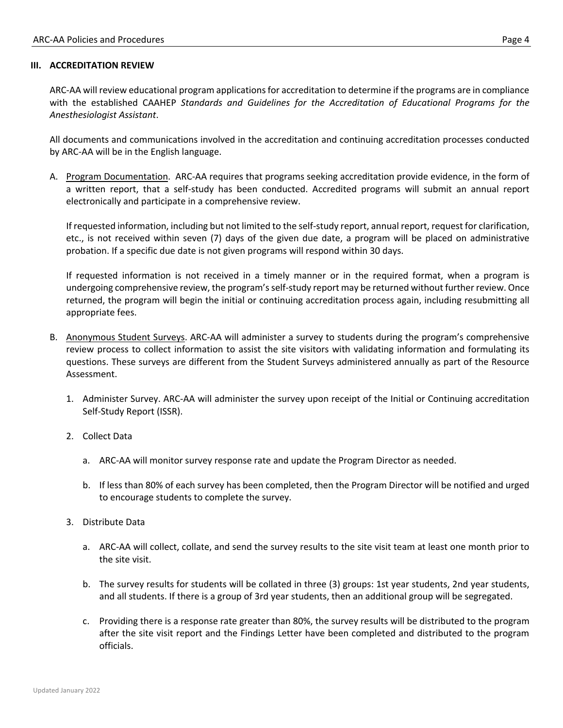## III. ACCREDITATION REVIEW

ARC-AA will review educational program applications for accreditation to determine if the programs are in compliance with the established CAAHEP *Standards and Guidelines for the Accreditation of Educational Programs for the Anesthesiologist Assistant*.

All documents and communications involved in the accreditation and continuing accreditation processes conducted by ARC-AA will be in the English language.

A. Program Documentation. ARC-AA requires that programs seeking accreditation provide evidence, in the form of a written report, that a self-study has been conducted. Accredited programs will submit an annual report electronically and participate in a comprehensive review.

   If requested information, including but not limited to the self-study report, annual report, request for clarification, etc., is not received within seven (7) days of the given due date, a program will be placed on administrative probation. If a specific due date is not given programs will respond within 30 days.

   If requested information is not received in a timely manner or in the required format, when a program is undergoing comprehensive review, the program's self-study report may be returned without further review. Once returned, the program will begin the initial or continuing accreditation process again, including resubmitting all appropriate fees.

B. Anonymous Student Surveys. ARC-AA will administer a survey to students during the program's comprehensive review process to collect information to assist the site visitors with validating information and formulating its questions. These surveys are different from the Student Surveys administered annually as part of the Resource Assessment.

   1. Administer Survey. ARC-AA will administer the survey upon receipt of the Initial or Continuing accreditation Self-Study Report (ISSR).

   2. Collect Data

      a. ARC-AA will monitor survey response rate and update the Program Director as needed.

      b. If less than 80% of each survey has been completed, then the Program Director will be notified and urged to encourage students to complete the survey.

   3. Distribute Data

      a. ARC-AA will collect, collate, and send the survey results to the site visit team at least one month prior to the site visit.

      b. The survey results for students will be collated in three (3) groups: 1st year students, 2nd year students, and all students. If there is a group of 3rd year students, then an additional group will be segregated.

      c. Providing there is a response rate greater than 80%, the survey results will be distributed to the program after the site visit report and the Findings Letter have been completed and distributed to the program officials.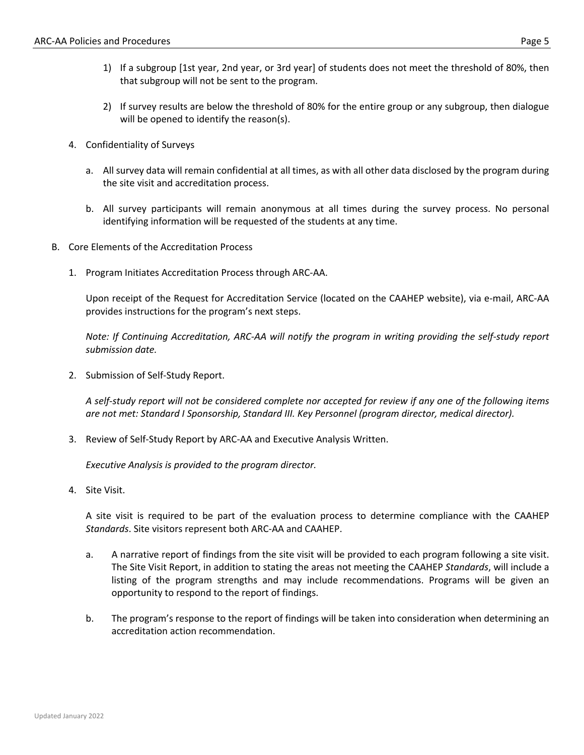1) If a subgroup [1st year, 2nd year, or 3rd year] of students does not meet the threshold of 80%, then that subgroup will not be sent to the program.

2) If survey results are below the threshold of 80% for the entire group or any subgroup, then dialogue will be opened to identify the reason(s).

4. Confidentiality of Surveys

   a. All survey data will remain confidential at all times, as with all other data disclosed by the program during the site visit and accreditation process.

   b. All survey participants will remain anonymous at all times during the survey process. No personal identifying information will be requested of the students at any time.

B. Core Elements of the Accreditation Process

1. Program Initiates Accreditation Process through ARC-AA.

   Upon receipt of the Request for Accreditation Service (located on the CAAHEP website), via e-mail, ARC-AA provides instructions for the program's next steps.

   *Note: If Continuing Accreditation, ARC-AA will notify the program in writing providing the self-study report submission date.*

2. Submission of Self-Study Report.

   *A self-study report will not be considered complete nor accepted for review if any one of the following items are not met: Standard I Sponsorship, Standard III. Key Personnel (program director, medical director).*

3. Review of Self-Study Report by ARC-AA and Executive Analysis Written.

   *Executive Analysis is provided to the program director.*

4. Site Visit.

   A site visit is required to be part of the evaluation process to determine compliance with the CAAHEP *Standards*. Site visitors represent both ARC-AA and CAAHEP.

   a. A narrative report of findings from the site visit will be provided to each program following a site visit. The Site Visit Report, in addition to stating the areas not meeting the CAAHEP *Standards*, will include a listing of the program strengths and may include recommendations. Programs will be given an opportunity to respond to the report of findings.

   b. The program's response to the report of findings will be taken into consideration when determining an accreditation action recommendation.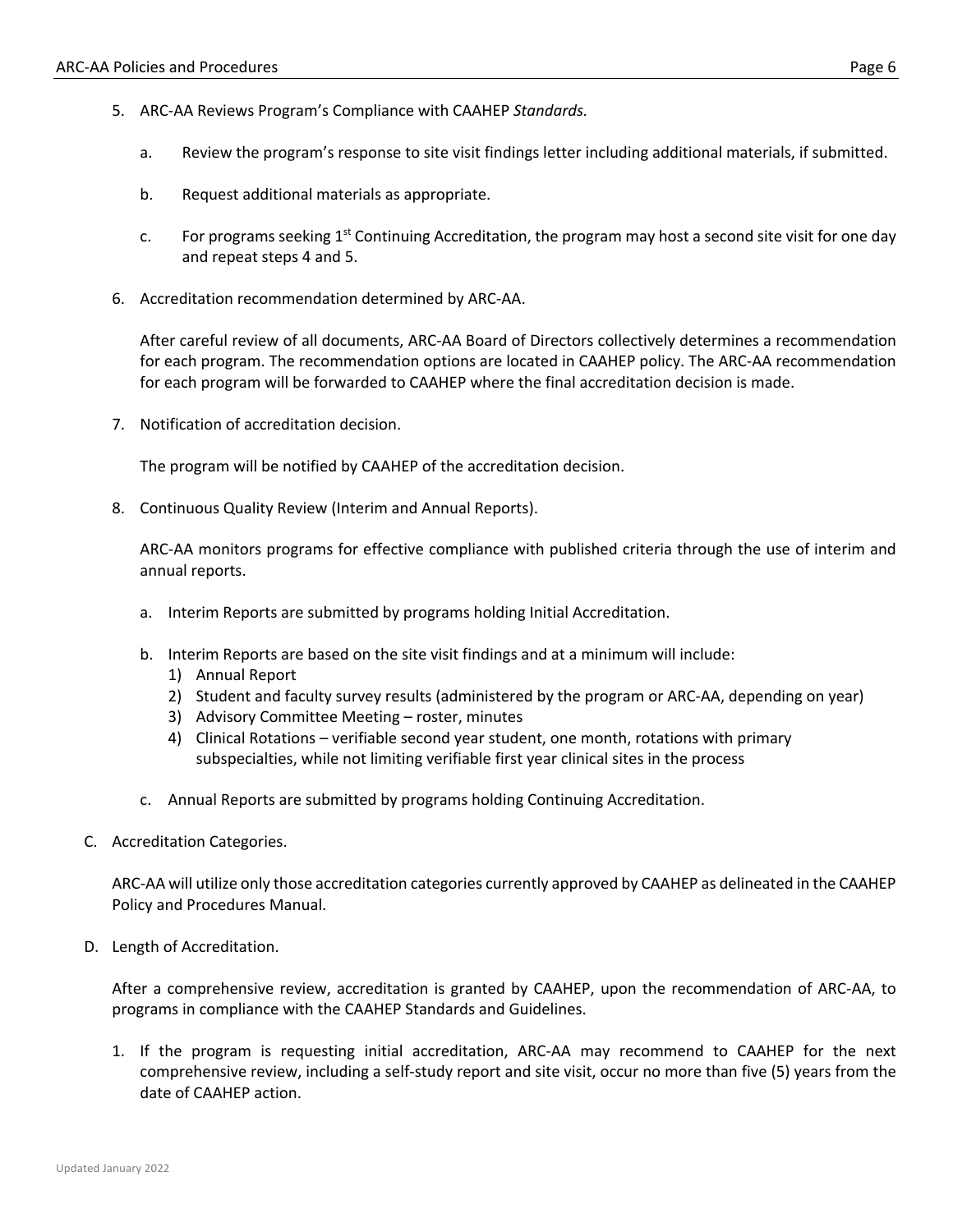5. ARC-AA Reviews Program's Compliance with CAAHEP *Standards.*

   a. Review the program's response to site visit findings letter including additional materials, if submitted.

   b. Request additional materials as appropriate.

   c. For programs seeking 1st Continuing Accreditation, the program may host a second site visit for one day and repeat steps 4 and 5.

6. Accreditation recommendation determined by ARC-AA.

   After careful review of all documents, ARC-AA Board of Directors collectively determines a recommendation for each program. The recommendation options are located in CAAHEP policy. The ARC-AA recommendation for each program will be forwarded to CAAHEP where the final accreditation decision is made.

7. Notification of accreditation decision.

   The program will be notified by CAAHEP of the accreditation decision.

8. Continuous Quality Review (Interim and Annual Reports).

   ARC-AA monitors programs for effective compliance with published criteria through the use of interim and annual reports.

   a. Interim Reports are submitted by programs holding Initial Accreditation.

   b. Interim Reports are based on the site visit findings and at a minimum will include:
      1) Annual Report
      2) Student and faculty survey results (administered by the program or ARC-AA, depending on year)
      3) Advisory Committee Meeting – roster, minutes
      4) Clinical Rotations – verifiable second year student, one month, rotations with primary subspecialties, while not limiting verifiable first year clinical sites in the process

   c. Annual Reports are submitted by programs holding Continuing Accreditation.

C. Accreditation Categories.

   ARC-AA will utilize only those accreditation categories currently approved by CAAHEP as delineated in the CAAHEP Policy and Procedures Manual.

D. Length of Accreditation.

   After a comprehensive review, accreditation is granted by CAAHEP, upon the recommendation of ARC-AA, to programs in compliance with the CAAHEP Standards and Guidelines.

   1. If the program is requesting initial accreditation, ARC-AA may recommend to CAAHEP for the next comprehensive review, including a self-study report and site visit, occur no more than five (5) years from the date of CAAHEP action.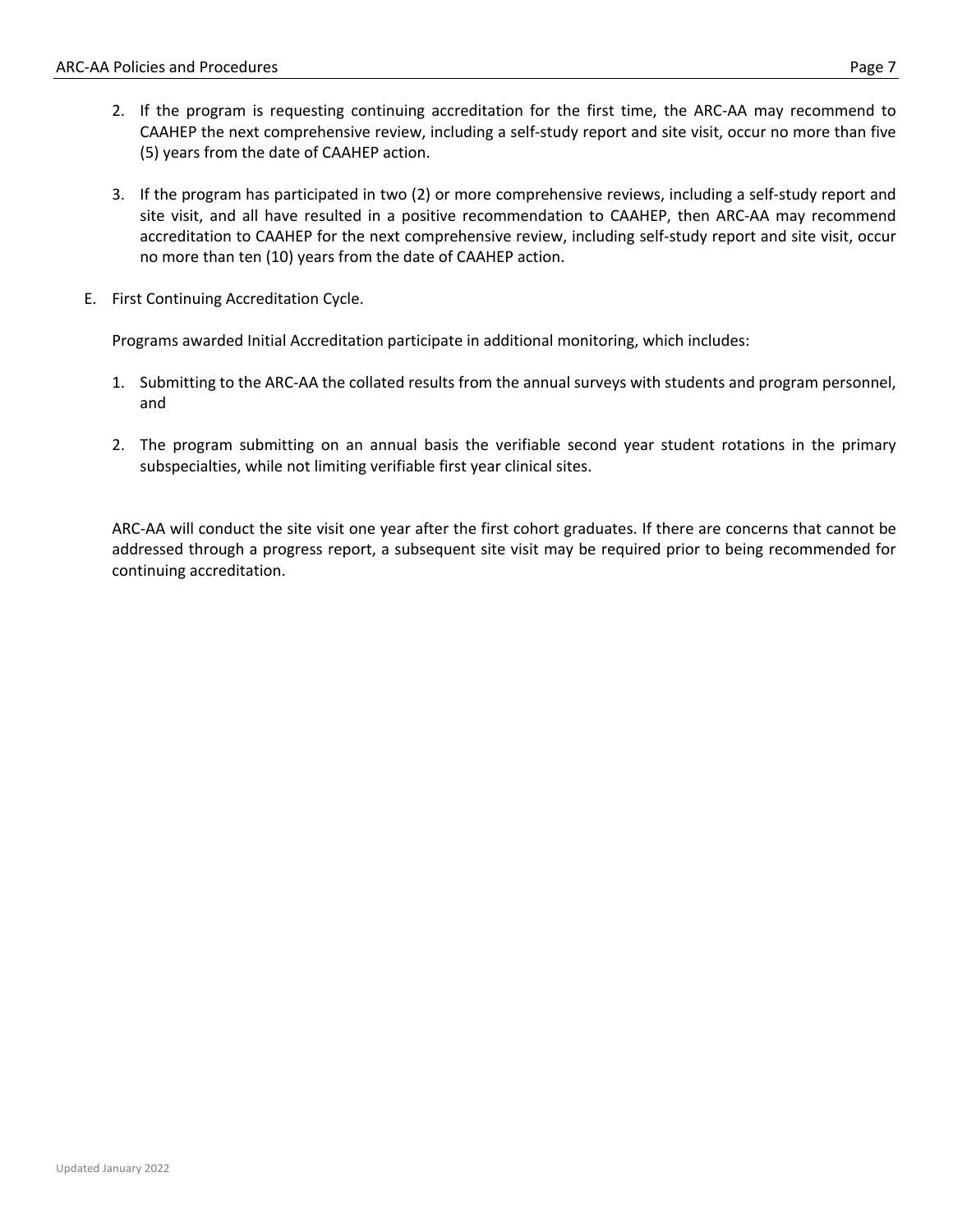2. If the program is requesting continuing accreditation for the first time, the ARC-AA may recommend to CAAHEP the next comprehensive review, including a self-study report and site visit, occur no more than five (5) years from the date of CAAHEP action.

3. If the program has participated in two (2) or more comprehensive reviews, including a self-study report and site visit, and all have resulted in a positive recommendation to CAAHEP, then ARC-AA may recommend accreditation to CAAHEP for the next comprehensive review, including self-study report and site visit, occur no more than ten (10) years from the date of CAAHEP action.

E. First Continuing Accreditation Cycle.

   Programs awarded Initial Accreditation participate in additional monitoring, which includes:

   1. Submitting to the ARC-AA the collated results from the annual surveys with students and program personnel, and

   2. The program submitting on an annual basis the verifiable second year student rotations in the primary subspecialties, while not limiting verifiable first year clinical sites.

   ARC-AA will conduct the site visit one year after the first cohort graduates. If there are concerns that cannot be addressed through a progress report, a subsequent site visit may be required prior to being recommended for continuing accreditation.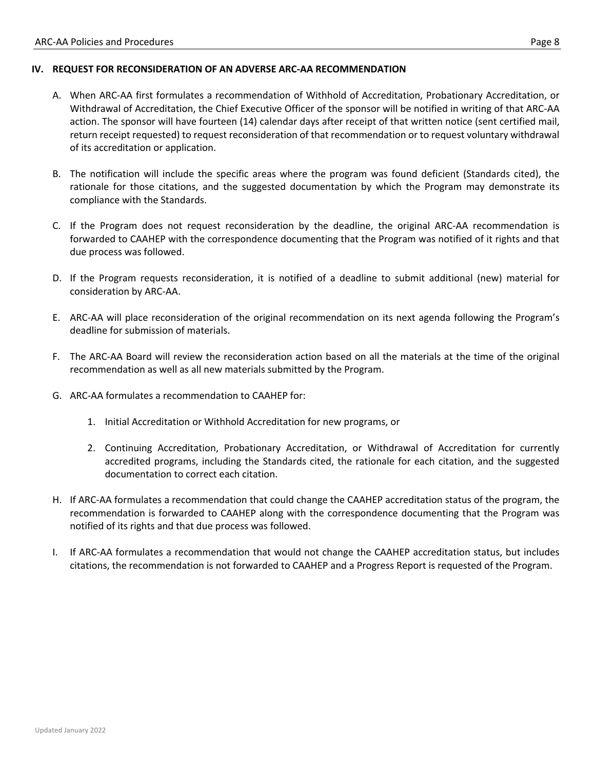## IV. REQUEST FOR RECONSIDERATION OF AN ADVERSE ARC-AA RECOMMENDATION

A. When ARC-AA first formulates a recommendation of Withhold of Accreditation, Probationary Accreditation, or Withdrawal of Accreditation, the Chief Executive Officer of the sponsor will be notified in writing of that ARC-AA action. The sponsor will have fourteen (14) calendar days after receipt of that written notice (sent certified mail, return receipt requested) to request reconsideration of that recommendation or to request voluntary withdrawal of its accreditation or application.

B. The notification will include the specific areas where the program was found deficient (Standards cited), the rationale for those citations, and the suggested documentation by which the Program may demonstrate its compliance with the Standards.

C. If the Program does not request reconsideration by the deadline, the original ARC-AA recommendation is forwarded to CAAHEP with the correspondence documenting that the Program was notified of it rights and that due process was followed.

D. If the Program requests reconsideration, it is notified of a deadline to submit additional (new) material for consideration by ARC-AA.

E. ARC-AA will place reconsideration of the original recommendation on its next agenda following the Program's deadline for submission of materials.

F. The ARC-AA Board will review the reconsideration action based on all the materials at the time of the original recommendation as well as all new materials submitted by the Program.

G. ARC-AA formulates a recommendation to CAAHEP for:

   1. Initial Accreditation or Withhold Accreditation for new programs, or

   2. Continuing Accreditation, Probationary Accreditation, or Withdrawal of Accreditation for currently accredited programs, including the Standards cited, the rationale for each citation, and the suggested documentation to correct each citation.

H. If ARC-AA formulates a recommendation that could change the CAAHEP accreditation status of the program, the recommendation is forwarded to CAAHEP along with the correspondence documenting that the Program was notified of its rights and that due process was followed.

I. If ARC-AA formulates a recommendation that would not change the CAAHEP accreditation status, but includes citations, the recommendation is not forwarded to CAAHEP and a Progress Report is requested of the Program.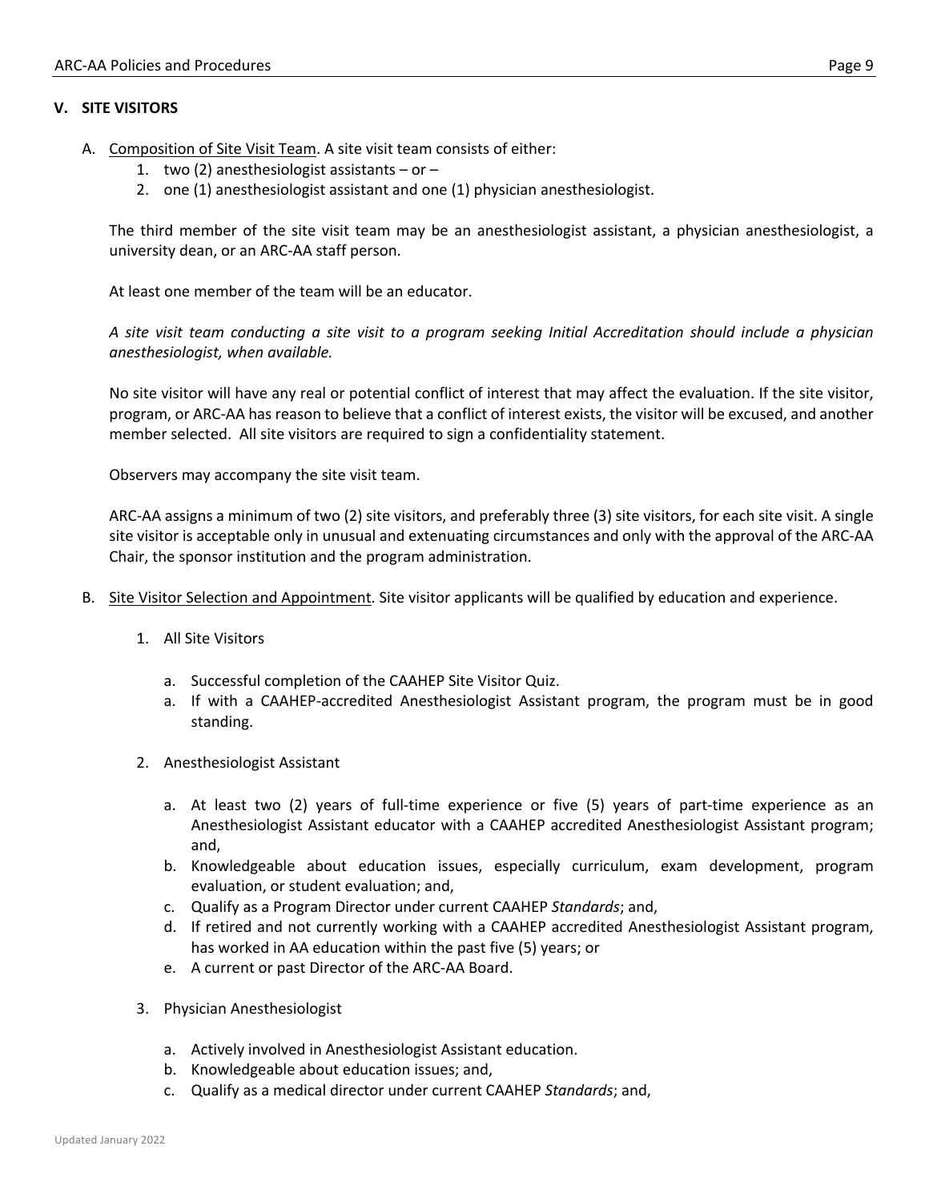## V. SITE VISITORS

A. Composition of Site Visit Team. A site visit team consists of either:
   1. two (2) anesthesiologist assistants – or –
   2. one (1) anesthesiologist assistant and one (1) physician anesthesiologist.

   The third member of the site visit team may be an anesthesiologist assistant, a physician anesthesiologist, a university dean, or an ARC-AA staff person.

   At least one member of the team will be an educator.

   *A site visit team conducting a site visit to a program seeking Initial Accreditation should include a physician anesthesiologist, when available.*

   No site visitor will have any real or potential conflict of interest that may affect the evaluation. If the site visitor, program, or ARC-AA has reason to believe that a conflict of interest exists, the visitor will be excused, and another member selected. All site visitors are required to sign a confidentiality statement.

   Observers may accompany the site visit team.

   ARC-AA assigns a minimum of two (2) site visitors, and preferably three (3) site visitors, for each site visit. A single site visitor is acceptable only in unusual and extenuating circumstances and only with the approval of the ARC-AA Chair, the sponsor institution and the program administration.

B. Site Visitor Selection and Appointment. Site visitor applicants will be qualified by education and experience.

   1. All Site Visitors

      a. Successful completion of the CAAHEP Site Visitor Quiz.
      a. If with a CAAHEP-accredited Anesthesiologist Assistant program, the program must be in good standing.

   2. Anesthesiologist Assistant

      a. At least two (2) years of full-time experience or five (5) years of part-time experience as an Anesthesiologist Assistant educator with a CAAHEP accredited Anesthesiologist Assistant program; and,
      b. Knowledgeable about education issues, especially curriculum, exam development, program evaluation, or student evaluation; and,
      c. Qualify as a Program Director under current CAAHEP *Standards*; and,
      d. If retired and not currently working with a CAAHEP accredited Anesthesiologist Assistant program, has worked in AA education within the past five (5) years; or
      e. A current or past Director of the ARC-AA Board.

   3. Physician Anesthesiologist

      a. Actively involved in Anesthesiologist Assistant education.
      b. Knowledgeable about education issues; and,
      c. Qualify as a medical director under current CAAHEP *Standards*; and,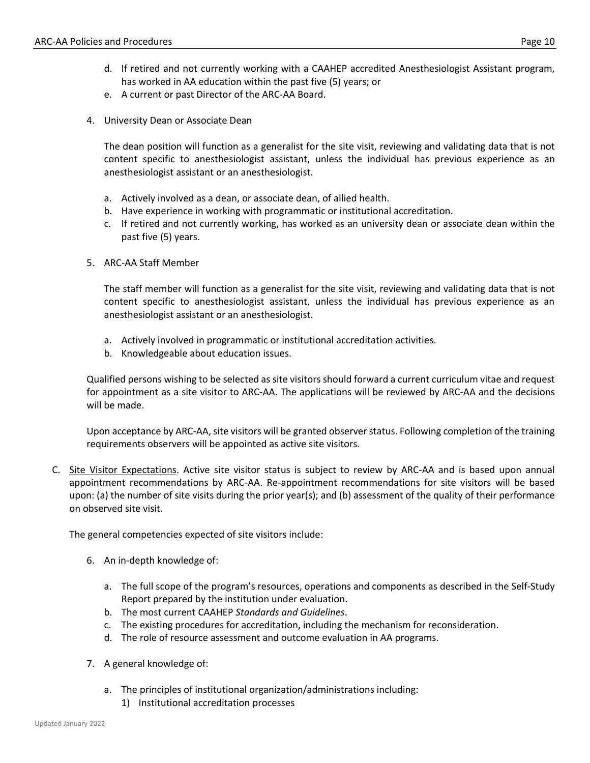d. If retired and not currently working with a CAAHEP accredited Anesthesiologist Assistant program, has worked in AA education within the past five (5) years; or
e. A current or past Director of the ARC-AA Board.

4. University Dean or Associate Dean

   The dean position will function as a generalist for the site visit, reviewing and validating data that is not content specific to anesthesiologist assistant, unless the individual has previous experience as an anesthesiologist assistant or an anesthesiologist.

   a. Actively involved as a dean, or associate dean, of allied health.
   b. Have experience in working with programmatic or institutional accreditation.
   c. If retired and not currently working, has worked as an university dean or associate dean within the past five (5) years.

5. ARC-AA Staff Member

   The staff member will function as a generalist for the site visit, reviewing and validating data that is not content specific to anesthesiologist assistant, unless the individual has previous experience as an anesthesiologist assistant or an anesthesiologist.

   a. Actively involved in programmatic or institutional accreditation activities.
   b. Knowledgeable about education issues.

Qualified persons wishing to be selected as site visitors should forward a current curriculum vitae and request for appointment as a site visitor to ARC-AA. The applications will be reviewed by ARC-AA and the decisions will be made.

Upon acceptance by ARC-AA, site visitors will be granted observer status. Following completion of the training requirements observers will be appointed as active site visitors.

C. Site Visitor Expectations. Active site visitor status is subject to review by ARC-AA and is based upon annual appointment recommendations by ARC-AA. Re-appointment recommendations for site visitors will be based upon: (a) the number of site visits during the prior year(s); and (b) assessment of the quality of their performance on observed site visit.

   The general competencies expected of site visitors include:

6. An in-depth knowledge of:

   a. The full scope of the program's resources, operations and components as described in the Self-Study Report prepared by the institution under evaluation.
   b. The most current CAAHEP *Standards and Guidelines*.
   c. The existing procedures for accreditation, including the mechanism for reconsideration.
   d. The role of resource assessment and outcome evaluation in AA programs.

7. A general knowledge of:

   a. The principles of institutional organization/administrations including:
      1) Institutional accreditation processes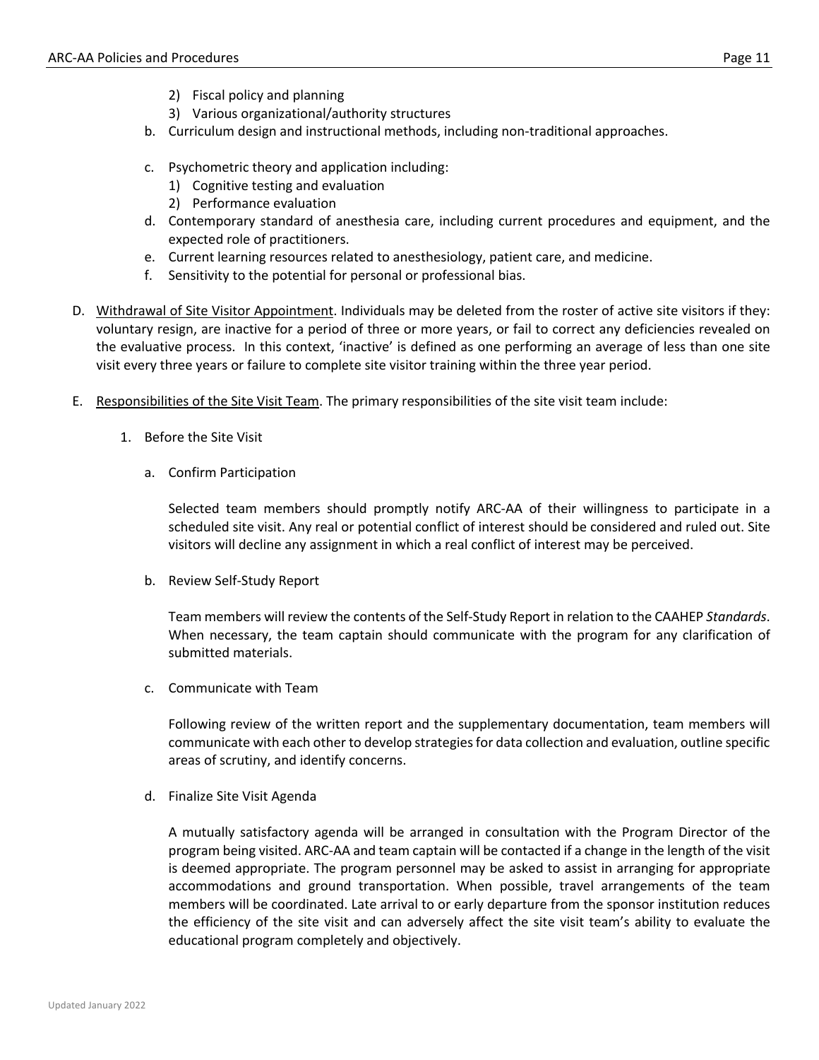2) Fiscal policy and planning
   3) Various organizational/authority structures

b. Curriculum design and instructional methods, including non-traditional approaches.

c. Psychometric theory and application including:
   1) Cognitive testing and evaluation
   2) Performance evaluation

d. Contemporary standard of anesthesia care, including current procedures and equipment, and the expected role of practitioners.

e. Current learning resources related to anesthesiology, patient care, and medicine.

f. Sensitivity to the potential for personal or professional bias.

D. Withdrawal of Site Visitor Appointment. Individuals may be deleted from the roster of active site visitors if they: voluntary resign, are inactive for a period of three or more years, or fail to correct any deficiencies revealed on the evaluative process. In this context, 'inactive' is defined as one performing an average of less than one site visit every three years or failure to complete site visitor training within the three year period.

E. Responsibilities of the Site Visit Team. The primary responsibilities of the site visit team include:

1. Before the Site Visit

   a. Confirm Participation

   Selected team members should promptly notify ARC-AA of their willingness to participate in a scheduled site visit. Any real or potential conflict of interest should be considered and ruled out. Site visitors will decline any assignment in which a real conflict of interest may be perceived.

   b. Review Self-Study Report

   Team members will review the contents of the Self-Study Report in relation to the CAAHEP *Standards*. When necessary, the team captain should communicate with the program for any clarification of submitted materials.

   c. Communicate with Team

   Following review of the written report and the supplementary documentation, team members will communicate with each other to develop strategies for data collection and evaluation, outline specific areas of scrutiny, and identify concerns.

   d. Finalize Site Visit Agenda

   A mutually satisfactory agenda will be arranged in consultation with the Program Director of the program being visited. ARC-AA and team captain will be contacted if a change in the length of the visit is deemed appropriate. The program personnel may be asked to assist in arranging for appropriate accommodations and ground transportation. When possible, travel arrangements of the team members will be coordinated. Late arrival to or early departure from the sponsor institution reduces the efficiency of the site visit and can adversely affect the site visit team's ability to evaluate the educational program completely and objectively.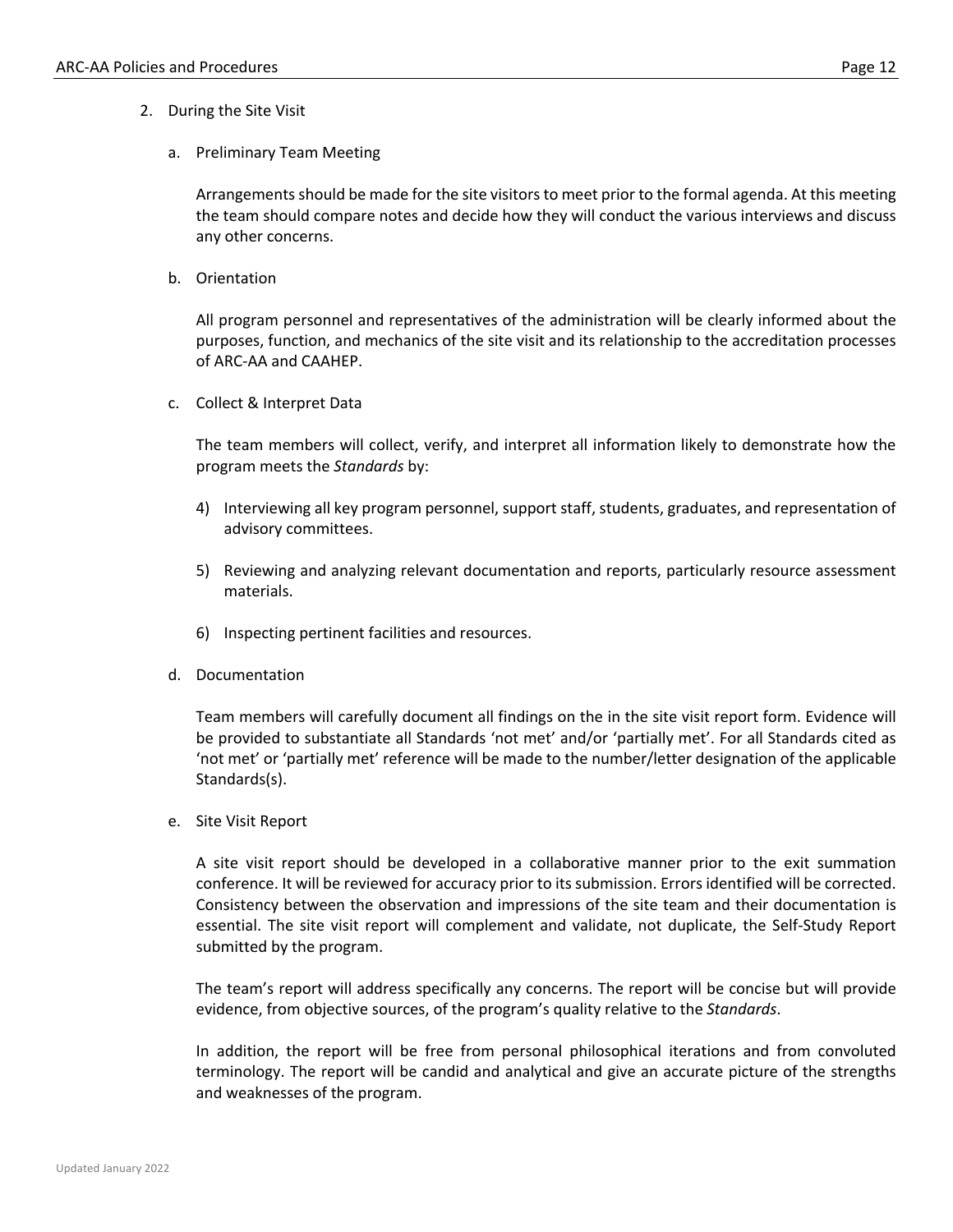2. During the Site Visit

   a. Preliminary Team Meeting

      Arrangements should be made for the site visitors to meet prior to the formal agenda. At this meeting the team should compare notes and decide how they will conduct the various interviews and discuss any other concerns.

   b. Orientation

      All program personnel and representatives of the administration will be clearly informed about the purposes, function, and mechanics of the site visit and its relationship to the accreditation processes of ARC-AA and CAAHEP.

   c. Collect & Interpret Data

      The team members will collect, verify, and interpret all information likely to demonstrate how the program meets the *Standards* by:

      4) Interviewing all key program personnel, support staff, students, graduates, and representation of advisory committees.

      5) Reviewing and analyzing relevant documentation and reports, particularly resource assessment materials.

      6) Inspecting pertinent facilities and resources.

   d. Documentation

      Team members will carefully document all findings on the in the site visit report form. Evidence will be provided to substantiate all Standards 'not met' and/or 'partially met'. For all Standards cited as 'not met' or 'partially met' reference will be made to the number/letter designation of the applicable Standards(s).

   e. Site Visit Report

      A site visit report should be developed in a collaborative manner prior to the exit summation conference. It will be reviewed for accuracy prior to its submission. Errors identified will be corrected. Consistency between the observation and impressions of the site team and their documentation is essential. The site visit report will complement and validate, not duplicate, the Self-Study Report submitted by the program.

      The team's report will address specifically any concerns. The report will be concise but will provide evidence, from objective sources, of the program's quality relative to the *Standards*.

      In addition, the report will be free from personal philosophical iterations and from convoluted terminology. The report will be candid and analytical and give an accurate picture of the strengths and weaknesses of the program.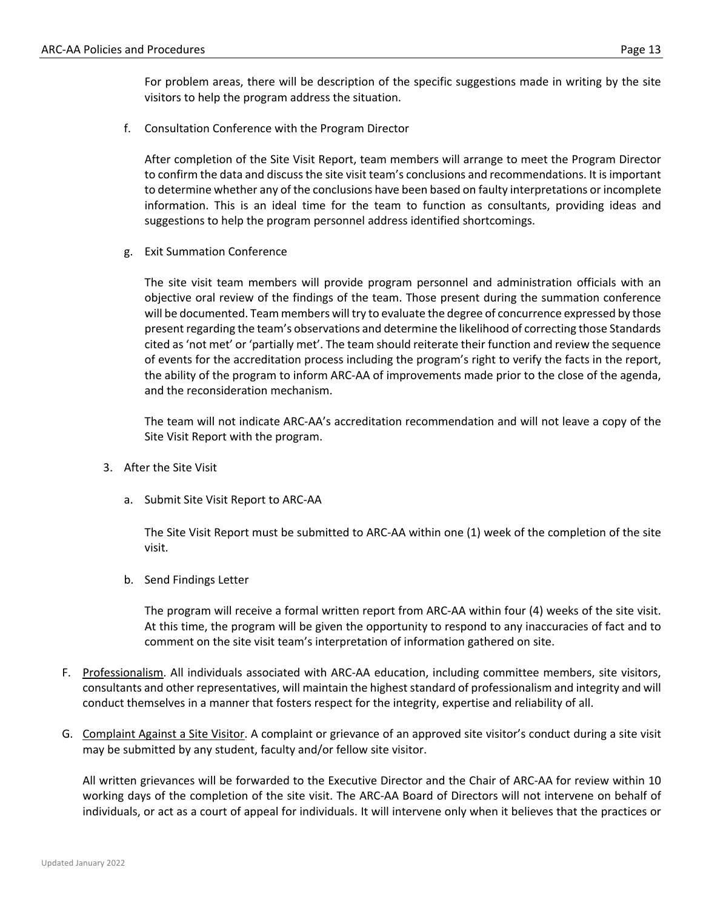For problem areas, there will be description of the specific suggestions made in writing by the site visitors to help the program address the situation.

f. Consultation Conference with the Program Director

After completion of the Site Visit Report, team members will arrange to meet the Program Director to confirm the data and discuss the site visit team's conclusions and recommendations. It is important to determine whether any of the conclusions have been based on faulty interpretations or incomplete information. This is an ideal time for the team to function as consultants, providing ideas and suggestions to help the program personnel address identified shortcomings.

g. Exit Summation Conference

The site visit team members will provide program personnel and administration officials with an objective oral review of the findings of the team. Those present during the summation conference will be documented. Team members will try to evaluate the degree of concurrence expressed by those present regarding the team's observations and determine the likelihood of correcting those Standards cited as 'not met' or 'partially met'. The team should reiterate their function and review the sequence of events for the accreditation process including the program's right to verify the facts in the report, the ability of the program to inform ARC-AA of improvements made prior to the close of the agenda, and the reconsideration mechanism.

The team will not indicate ARC-AA's accreditation recommendation and will not leave a copy of the Site Visit Report with the program.

3. After the Site Visit

a. Submit Site Visit Report to ARC-AA

The Site Visit Report must be submitted to ARC-AA within one (1) week of the completion of the site visit.

b. Send Findings Letter

The program will receive a formal written report from ARC-AA within four (4) weeks of the site visit. At this time, the program will be given the opportunity to respond to any inaccuracies of fact and to comment on the site visit team's interpretation of information gathered on site.

F. <u>Professionalism</u>. All individuals associated with ARC-AA education, including committee members, site visitors, consultants and other representatives, will maintain the highest standard of professionalism and integrity and will conduct themselves in a manner that fosters respect for the integrity, expertise and reliability of all.

G. <u>Complaint Against a Site Visitor</u>. A complaint or grievance of an approved site visitor's conduct during a site visit may be submitted by any student, faculty and/or fellow site visitor.

All written grievances will be forwarded to the Executive Director and the Chair of ARC-AA for review within 10 working days of the completion of the site visit. The ARC-AA Board of Directors will not intervene on behalf of individuals, or act as a court of appeal for individuals. It will intervene only when it believes that the practices or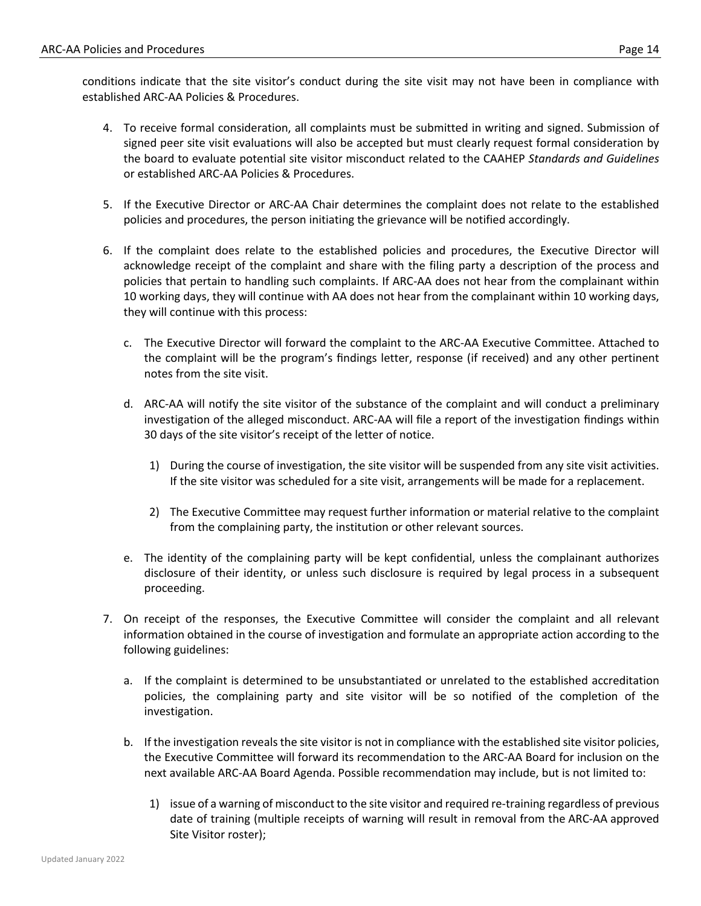conditions indicate that the site visitor's conduct during the site visit may not have been in compliance with established ARC-AA Policies & Procedures.

4. To receive formal consideration, all complaints must be submitted in writing and signed. Submission of signed peer site visit evaluations will also be accepted but must clearly request formal consideration by the board to evaluate potential site visitor misconduct related to the CAAHEP *Standards and Guidelines* or established ARC-AA Policies & Procedures.

5. If the Executive Director or ARC-AA Chair determines the complaint does not relate to the established policies and procedures, the person initiating the grievance will be notified accordingly.

6. If the complaint does relate to the established policies and procedures, the Executive Director will acknowledge receipt of the complaint and share with the filing party a description of the process and policies that pertain to handling such complaints. If ARC-AA does not hear from the complainant within 10 working days, they will continue with AA does not hear from the complainant within 10 working days, they will continue with this process:

   c. The Executive Director will forward the complaint to the ARC-AA Executive Committee. Attached to the complaint will be the program's findings letter, response (if received) and any other pertinent notes from the site visit.

   d. ARC-AA will notify the site visitor of the substance of the complaint and will conduct a preliminary investigation of the alleged misconduct. ARC-AA will file a report of the investigation findings within 30 days of the site visitor's receipt of the letter of notice.

      1) During the course of investigation, the site visitor will be suspended from any site visit activities. If the site visitor was scheduled for a site visit, arrangements will be made for a replacement.

      2) The Executive Committee may request further information or material relative to the complaint from the complaining party, the institution or other relevant sources.

   e. The identity of the complaining party will be kept confidential, unless the complainant authorizes disclosure of their identity, or unless such disclosure is required by legal process in a subsequent proceeding.

7. On receipt of the responses, the Executive Committee will consider the complaint and all relevant information obtained in the course of investigation and formulate an appropriate action according to the following guidelines:

   a. If the complaint is determined to be unsubstantiated or unrelated to the established accreditation policies, the complaining party and site visitor will be so notified of the completion of the investigation.

   b. If the investigation reveals the site visitor is not in compliance with the established site visitor policies, the Executive Committee will forward its recommendation to the ARC-AA Board for inclusion on the next available ARC-AA Board Agenda. Possible recommendation may include, but is not limited to:

      1) issue of a warning of misconduct to the site visitor and required re-training regardless of previous date of training (multiple receipts of warning will result in removal from the ARC-AA approved Site Visitor roster);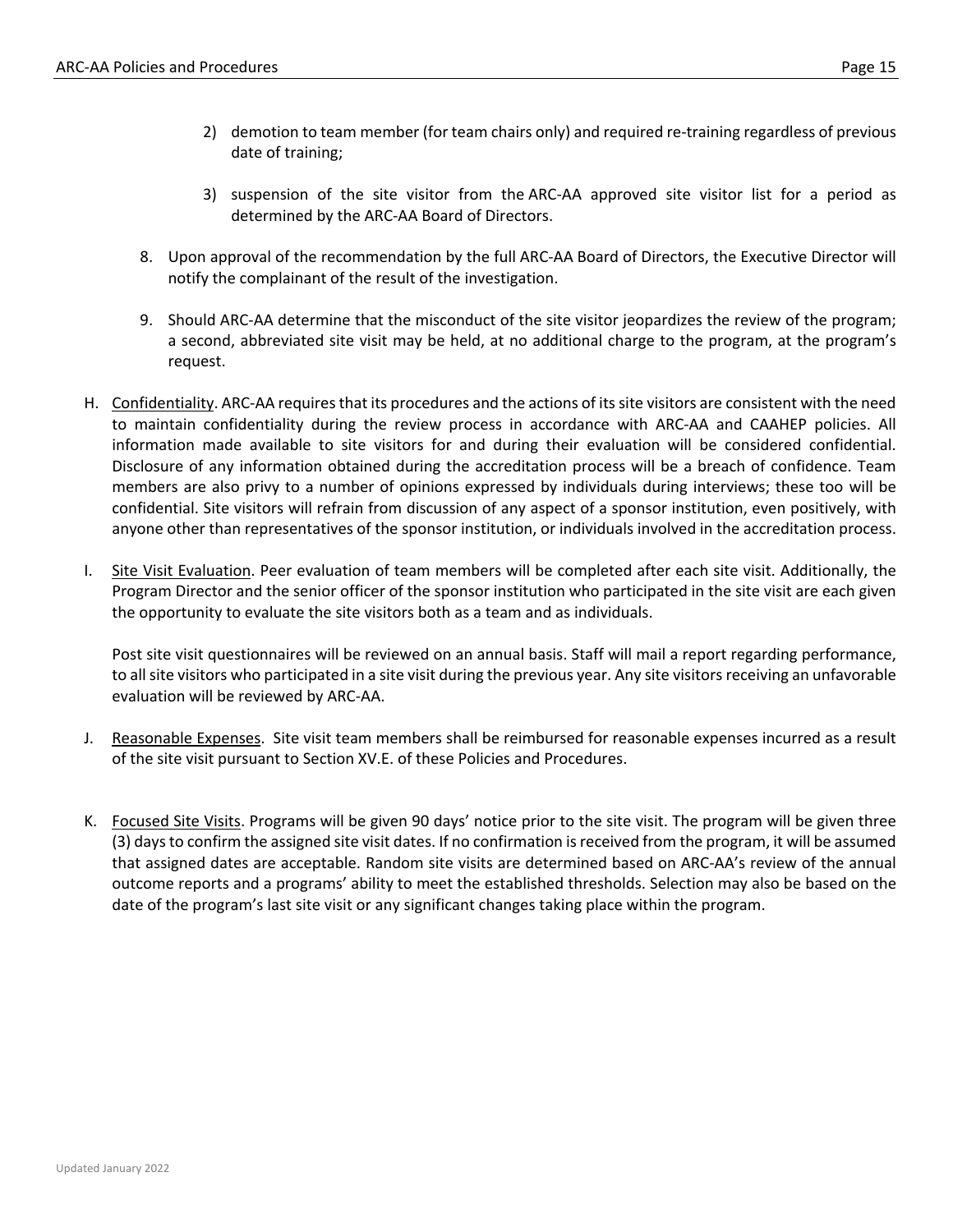2) demotion to team member (for team chairs only) and required re-training regardless of previous date of training;

3) suspension of the site visitor from the ARC-AA approved site visitor list for a period as determined by the ARC-AA Board of Directors.

8. Upon approval of the recommendation by the full ARC-AA Board of Directors, the Executive Director will notify the complainant of the result of the investigation.

9. Should ARC-AA determine that the misconduct of the site visitor jeopardizes the review of the program; a second, abbreviated site visit may be held, at no additional charge to the program, at the program's request.

H. <u>Confidentiality</u>. ARC-AA requires that its procedures and the actions of its site visitors are consistent with the need to maintain confidentiality during the review process in accordance with ARC-AA and CAAHEP policies. All information made available to site visitors for and during their evaluation will be considered confidential. Disclosure of any information obtained during the accreditation process will be a breach of confidence. Team members are also privy to a number of opinions expressed by individuals during interviews; these too will be confidential. Site visitors will refrain from discussion of any aspect of a sponsor institution, even positively, with anyone other than representatives of the sponsor institution, or individuals involved in the accreditation process.

I. <u>Site Visit Evaluation</u>. Peer evaluation of team members will be completed after each site visit. Additionally, the Program Director and the senior officer of the sponsor institution who participated in the site visit are each given the opportunity to evaluate the site visitors both as a team and as individuals.

   Post site visit questionnaires will be reviewed on an annual basis. Staff will mail a report regarding performance, to all site visitors who participated in a site visit during the previous year. Any site visitors receiving an unfavorable evaluation will be reviewed by ARC-AA.

J. <u>Reasonable Expenses</u>. Site visit team members shall be reimbursed for reasonable expenses incurred as a result of the site visit pursuant to Section XV.E. of these Policies and Procedures.

K. <u>Focused Site Visits</u>. Programs will be given 90 days' notice prior to the site visit. The program will be given three (3) days to confirm the assigned site visit dates. If no confirmation is received from the program, it will be assumed that assigned dates are acceptable. Random site visits are determined based on ARC-AA's review of the annual outcome reports and a programs' ability to meet the established thresholds. Selection may also be based on the date of the program's last site visit or any significant changes taking place within the program.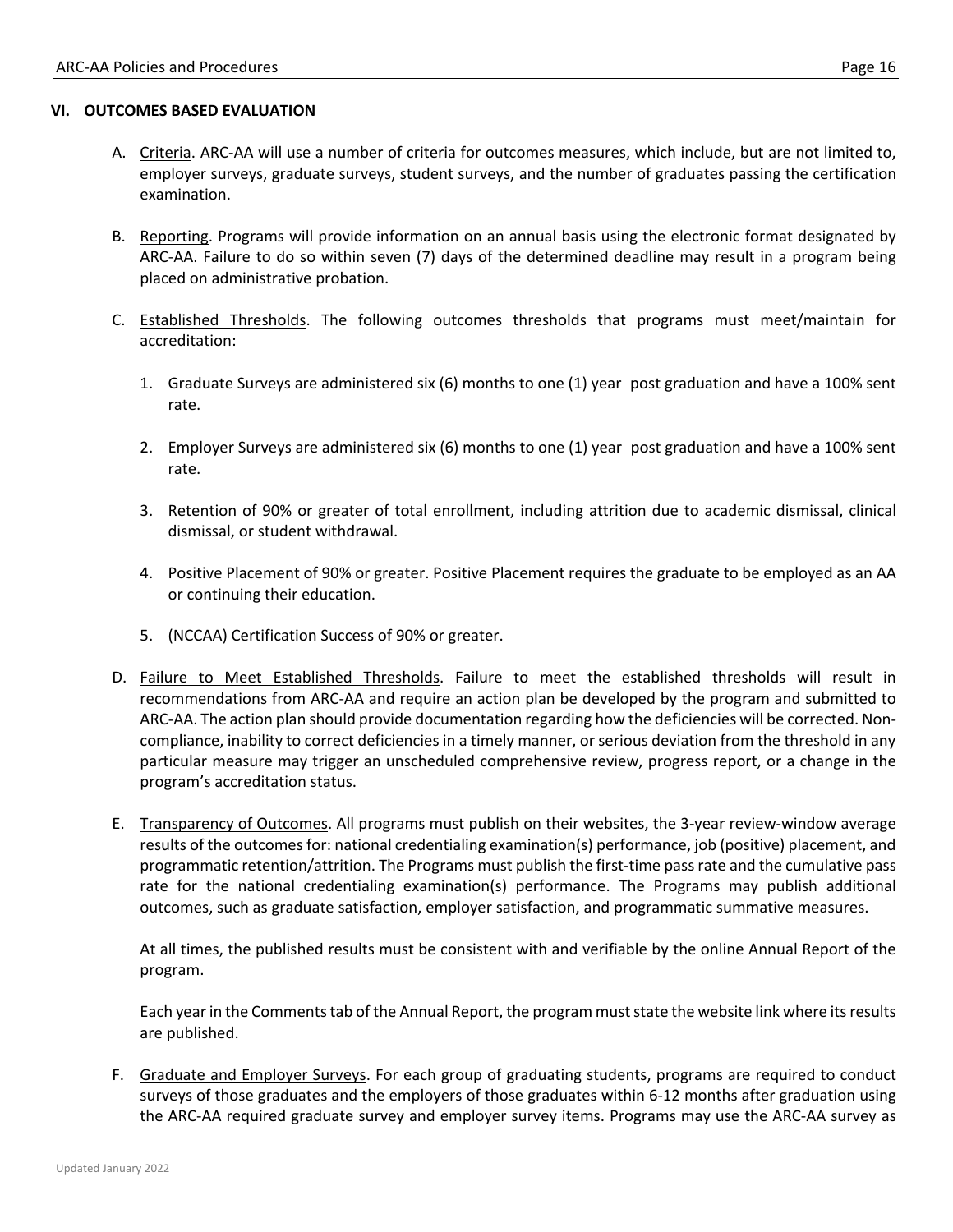## VI. OUTCOMES BASED EVALUATION

A. Criteria. ARC-AA will use a number of criteria for outcomes measures, which include, but are not limited to, employer surveys, graduate surveys, student surveys, and the number of graduates passing the certification examination.

B. Reporting. Programs will provide information on an annual basis using the electronic format designated by ARC-AA. Failure to do so within seven (7) days of the determined deadline may result in a program being placed on administrative probation.

C. Established Thresholds. The following outcomes thresholds that programs must meet/maintain for accreditation:

1. Graduate Surveys are administered six (6) months to one (1) year post graduation and have a 100% sent rate.

2. Employer Surveys are administered six (6) months to one (1) year post graduation and have a 100% sent rate.

3. Retention of 90% or greater of total enrollment, including attrition due to academic dismissal, clinical dismissal, or student withdrawal.

4. Positive Placement of 90% or greater. Positive Placement requires the graduate to be employed as an AA or continuing their education.

5. (NCCAA) Certification Success of 90% or greater.

D. Failure to Meet Established Thresholds. Failure to meet the established thresholds will result in recommendations from ARC-AA and require an action plan be developed by the program and submitted to ARC-AA. The action plan should provide documentation regarding how the deficiencies will be corrected. Non-compliance, inability to correct deficiencies in a timely manner, or serious deviation from the threshold in any particular measure may trigger an unscheduled comprehensive review, progress report, or a change in the program's accreditation status.

E. Transparency of Outcomes. All programs must publish on their websites, the 3-year review-window average results of the outcomes for: national credentialing examination(s) performance, job (positive) placement, and programmatic retention/attrition. The Programs must publish the first-time pass rate and the cumulative pass rate for the national credentialing examination(s) performance. The Programs may publish additional outcomes, such as graduate satisfaction, employer satisfaction, and programmatic summative measures.

   At all times, the published results must be consistent with and verifiable by the online Annual Report of the program.

   Each year in the Comments tab of the Annual Report, the program must state the website link where its results are published.

F. Graduate and Employer Surveys. For each group of graduating students, programs are required to conduct surveys of those graduates and the employers of those graduates within 6-12 months after graduation using the ARC-AA required graduate survey and employer survey items. Programs may use the ARC-AA survey as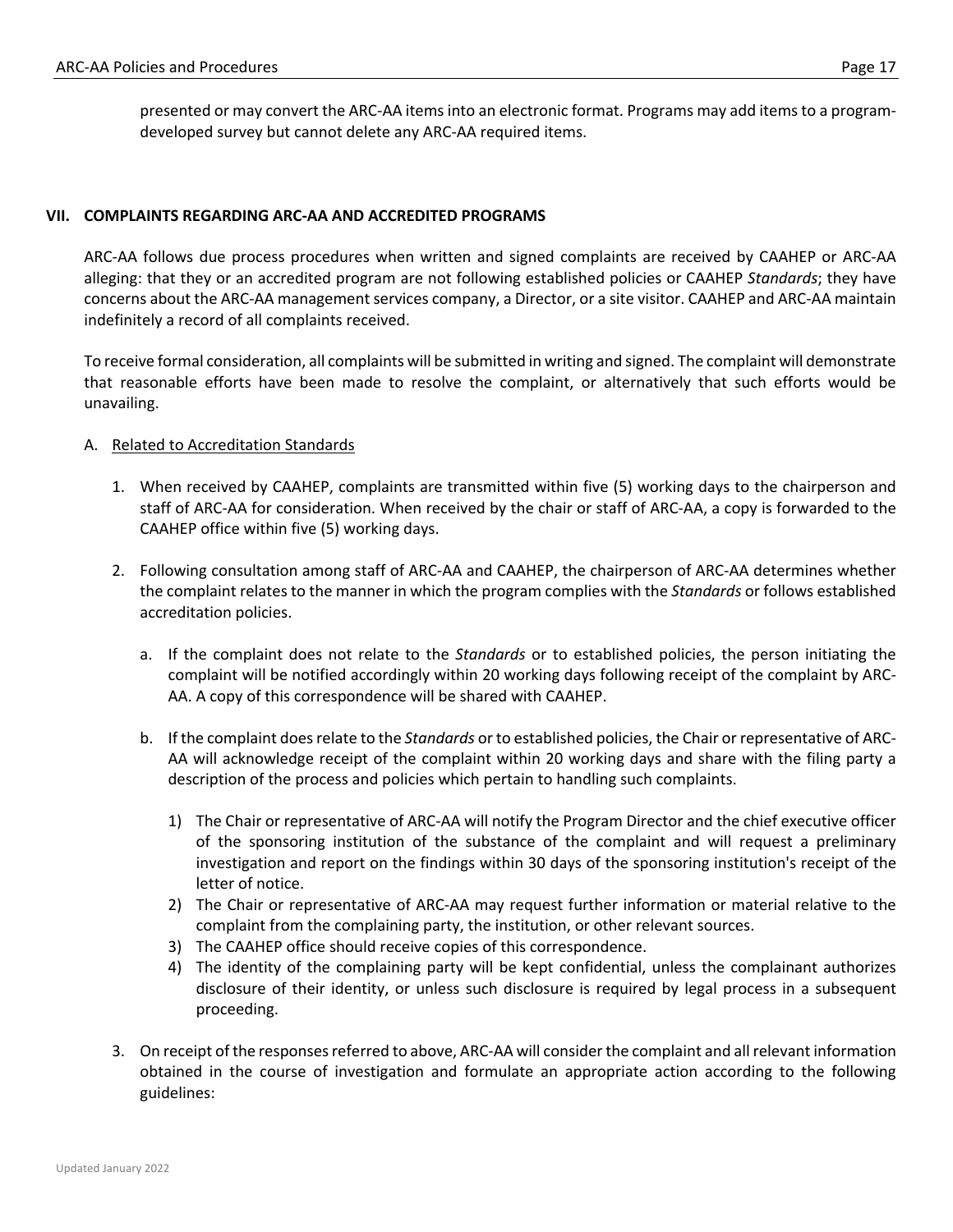presented or may convert the ARC-AA items into an electronic format. Programs may add items to a program-developed survey but cannot delete any ARC-AA required items.

## VII. COMPLAINTS REGARDING ARC-AA AND ACCREDITED PROGRAMS

ARC-AA follows due process procedures when written and signed complaints are received by CAAHEP or ARC-AA alleging: that they or an accredited program are not following established policies or CAAHEP *Standards*; they have concerns about the ARC-AA management services company, a Director, or a site visitor. CAAHEP and ARC-AA maintain indefinitely a record of all complaints received.

To receive formal consideration, all complaints will be submitted in writing and signed. The complaint will demonstrate that reasonable efforts have been made to resolve the complaint, or alternatively that such efforts would be unavailing.

A. Related to Accreditation Standards

1. When received by CAAHEP, complaints are transmitted within five (5) working days to the chairperson and staff of ARC-AA for consideration. When received by the chair or staff of ARC-AA, a copy is forwarded to the CAAHEP office within five (5) working days.

2. Following consultation among staff of ARC-AA and CAAHEP, the chairperson of ARC-AA determines whether the complaint relates to the manner in which the program complies with the *Standards* or follows established accreditation policies.

   a. If the complaint does not relate to the *Standards* or to established policies, the person initiating the complaint will be notified accordingly within 20 working days following receipt of the complaint by ARC-AA. A copy of this correspondence will be shared with CAAHEP.

   b. If the complaint does relate to the *Standards* or to established policies, the Chair or representative of ARC-AA will acknowledge receipt of the complaint within 20 working days and share with the filing party a description of the process and policies which pertain to handling such complaints.

      1) The Chair or representative of ARC-AA will notify the Program Director and the chief executive officer of the sponsoring institution of the substance of the complaint and will request a preliminary investigation and report on the findings within 30 days of the sponsoring institution's receipt of the letter of notice.
      2) The Chair or representative of ARC-AA may request further information or material relative to the complaint from the complaining party, the institution, or other relevant sources.
      3) The CAAHEP office should receive copies of this correspondence.
      4) The identity of the complaining party will be kept confidential, unless the complainant authorizes disclosure of their identity, or unless such disclosure is required by legal process in a subsequent proceeding.

3. On receipt of the responses referred to above, ARC-AA will consider the complaint and all relevant information obtained in the course of investigation and formulate an appropriate action according to the following guidelines: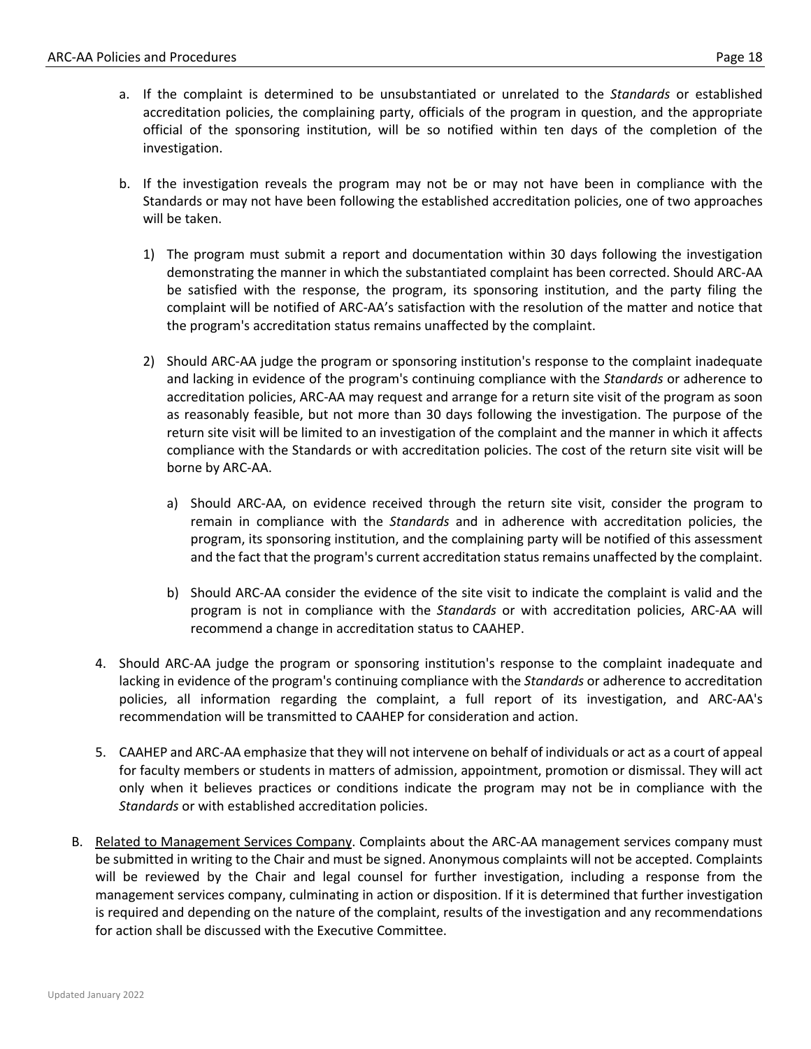a. If the complaint is determined to be unsubstantiated or unrelated to the *Standards* or established accreditation policies, the complaining party, officials of the program in question, and the appropriate official of the sponsoring institution, will be so notified within ten days of the completion of the investigation.

b. If the investigation reveals the program may not be or may not have been in compliance with the Standards or may not have been following the established accreditation policies, one of two approaches will be taken.

   1) The program must submit a report and documentation within 30 days following the investigation demonstrating the manner in which the substantiated complaint has been corrected. Should ARC-AA be satisfied with the response, the program, its sponsoring institution, and the party filing the complaint will be notified of ARC-AA's satisfaction with the resolution of the matter and notice that the program's accreditation status remains unaffected by the complaint.

   2) Should ARC-AA judge the program or sponsoring institution's response to the complaint inadequate and lacking in evidence of the program's continuing compliance with the *Standards* or adherence to accreditation policies, ARC-AA may request and arrange for a return site visit of the program as soon as reasonably feasible, but not more than 30 days following the investigation. The purpose of the return site visit will be limited to an investigation of the complaint and the manner in which it affects compliance with the Standards or with accreditation policies. The cost of the return site visit will be borne by ARC-AA.

      a) Should ARC-AA, on evidence received through the return site visit, consider the program to remain in compliance with the *Standards* and in adherence with accreditation policies, the program, its sponsoring institution, and the complaining party will be notified of this assessment and the fact that the program's current accreditation status remains unaffected by the complaint.

      b) Should ARC-AA consider the evidence of the site visit to indicate the complaint is valid and the program is not in compliance with the *Standards* or with accreditation policies, ARC-AA will recommend a change in accreditation status to CAAHEP.

4. Should ARC-AA judge the program or sponsoring institution's response to the complaint inadequate and lacking in evidence of the program's continuing compliance with the *Standards* or adherence to accreditation policies, all information regarding the complaint, a full report of its investigation, and ARC-AA's recommendation will be transmitted to CAAHEP for consideration and action.

5. CAAHEP and ARC-AA emphasize that they will not intervene on behalf of individuals or act as a court of appeal for faculty members or students in matters of admission, appointment, promotion or dismissal. They will act only when it believes practices or conditions indicate the program may not be in compliance with the *Standards* or with established accreditation policies.

B. Related to Management Services Company. Complaints about the ARC-AA management services company must be submitted in writing to the Chair and must be signed. Anonymous complaints will not be accepted. Complaints will be reviewed by the Chair and legal counsel for further investigation, including a response from the management services company, culminating in action or disposition. If it is determined that further investigation is required and depending on the nature of the complaint, results of the investigation and any recommendations for action shall be discussed with the Executive Committee.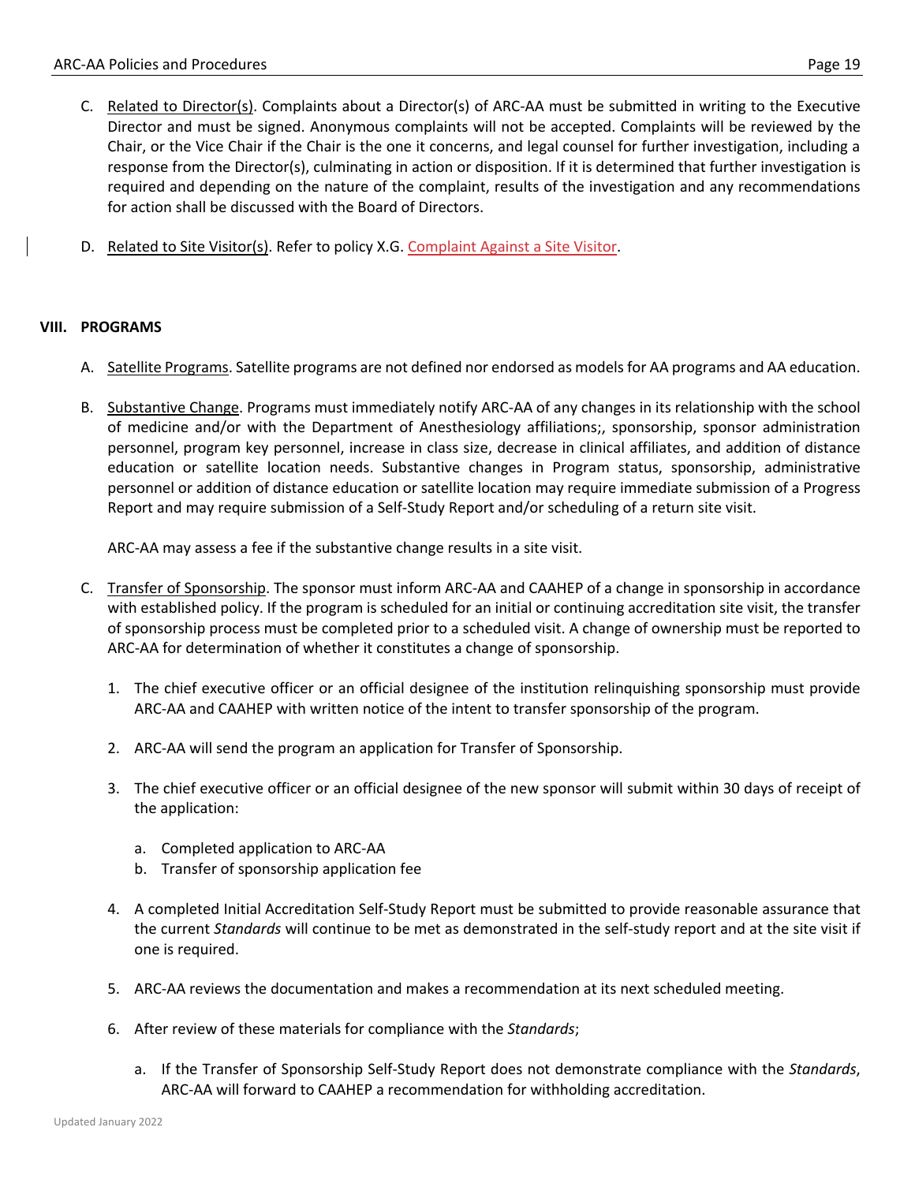C. <u>Related to Director(s)</u>. Complaints about a Director(s) of ARC-AA must be submitted in writing to the Executive Director and must be signed. Anonymous complaints will not be accepted. Complaints will be reviewed by the Chair, or the Vice Chair if the Chair is the one it concerns, and legal counsel for further investigation, including a response from the Director(s), culminating in action or disposition. If it is determined that further investigation is required and depending on the nature of the complaint, results of the investigation and any recommendations for action shall be discussed with the Board of Directors.

D. <u>Related to Site Visitor(s)</u>. Refer to policy X.G. Complaint Against a Site Visitor.

## VIII. PROGRAMS

A. <u>Satellite Programs</u>. Satellite programs are not defined nor endorsed as models for AA programs and AA education.

B. <u>Substantive Change</u>. Programs must immediately notify ARC-AA of any changes in its relationship with the school of medicine and/or with the Department of Anesthesiology affiliations;, sponsorship, sponsor administration personnel, program key personnel, increase in class size, decrease in clinical affiliates, and addition of distance education or satellite location needs. Substantive changes in Program status, sponsorship, administrative personnel or addition of distance education or satellite location may require immediate submission of a Progress Report and may require submission of a Self-Study Report and/or scheduling of a return site visit.

   ARC-AA may assess a fee if the substantive change results in a site visit.

C. <u>Transfer of Sponsorship</u>. The sponsor must inform ARC-AA and CAAHEP of a change in sponsorship in accordance with established policy. If the program is scheduled for an initial or continuing accreditation site visit, the transfer of sponsorship process must be completed prior to a scheduled visit. A change of ownership must be reported to ARC-AA for determination of whether it constitutes a change of sponsorship.

   1. The chief executive officer or an official designee of the institution relinquishing sponsorship must provide ARC-AA and CAAHEP with written notice of the intent to transfer sponsorship of the program.

   2. ARC-AA will send the program an application for Transfer of Sponsorship.

   3. The chief executive officer or an official designee of the new sponsor will submit within 30 days of receipt of the application:

      a. Completed application to ARC-AA
      b. Transfer of sponsorship application fee

   4. A completed Initial Accreditation Self-Study Report must be submitted to provide reasonable assurance that the current *Standards* will continue to be met as demonstrated in the self-study report and at the site visit if one is required.

   5. ARC-AA reviews the documentation and makes a recommendation at its next scheduled meeting.

   6. After review of these materials for compliance with the *Standards*;

      a. If the Transfer of Sponsorship Self-Study Report does not demonstrate compliance with the *Standards*, ARC-AA will forward to CAAHEP a recommendation for withholding accreditation.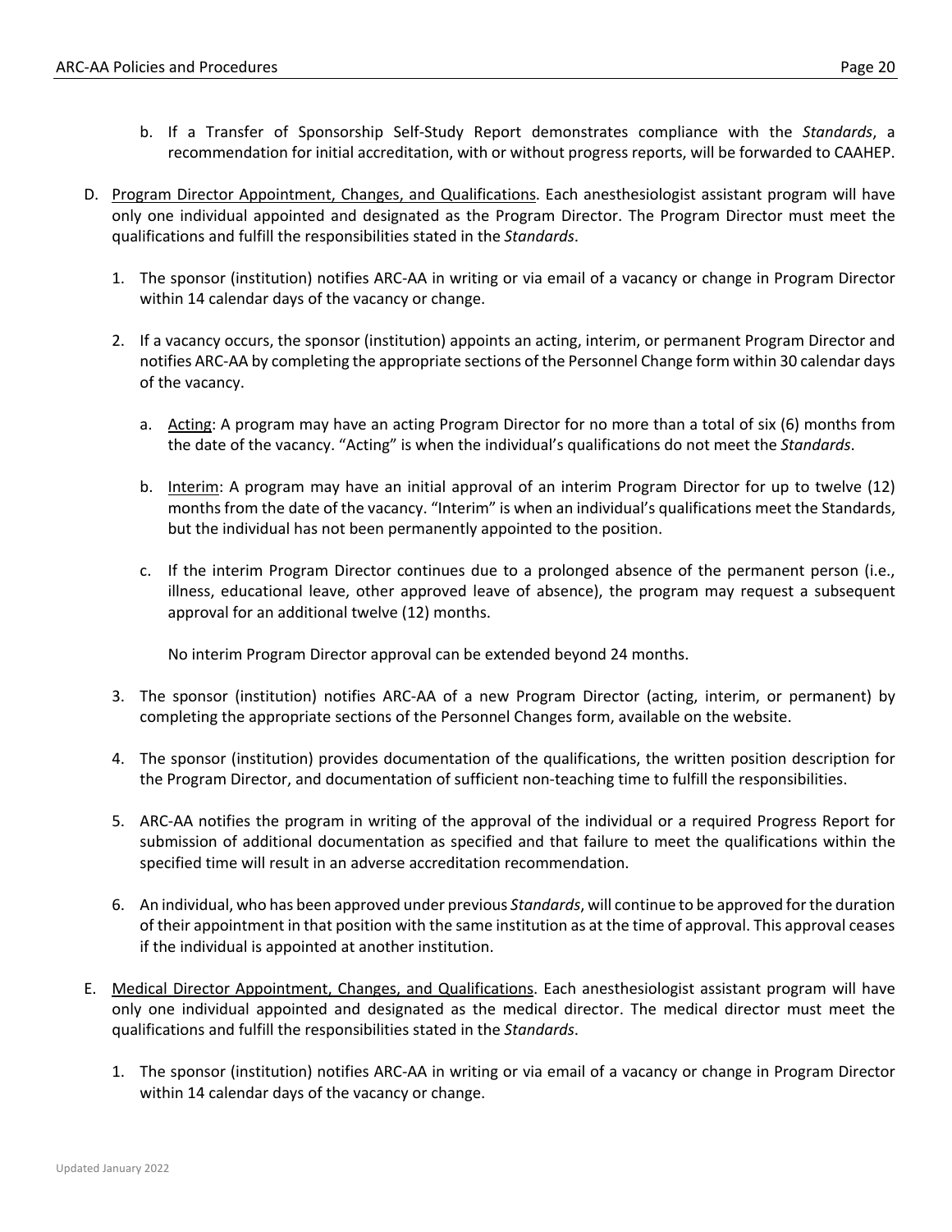b. If a Transfer of Sponsorship Self-Study Report demonstrates compliance with the *Standards*, a recommendation for initial accreditation, with or without progress reports, will be forwarded to CAAHEP.

D. Program Director Appointment, Changes, and Qualifications. Each anesthesiologist assistant program will have only one individual appointed and designated as the Program Director. The Program Director must meet the qualifications and fulfill the responsibilities stated in the *Standards*.

1. The sponsor (institution) notifies ARC-AA in writing or via email of a vacancy or change in Program Director within 14 calendar days of the vacancy or change.

2. If a vacancy occurs, the sponsor (institution) appoints an acting, interim, or permanent Program Director and notifies ARC-AA by completing the appropriate sections of the Personnel Change form within 30 calendar days of the vacancy.

   a. Acting: A program may have an acting Program Director for no more than a total of six (6) months from the date of the vacancy. "Acting" is when the individual's qualifications do not meet the *Standards*.

   b. Interim: A program may have an initial approval of an interim Program Director for up to twelve (12) months from the date of the vacancy. "Interim" is when an individual's qualifications meet the Standards, but the individual has not been permanently appointed to the position.

   c. If the interim Program Director continues due to a prolonged absence of the permanent person (i.e., illness, educational leave, other approved leave of absence), the program may request a subsequent approval for an additional twelve (12) months.

   No interim Program Director approval can be extended beyond 24 months.

3. The sponsor (institution) notifies ARC-AA of a new Program Director (acting, interim, or permanent) by completing the appropriate sections of the Personnel Changes form, available on the website.

4. The sponsor (institution) provides documentation of the qualifications, the written position description for the Program Director, and documentation of sufficient non-teaching time to fulfill the responsibilities.

5. ARC-AA notifies the program in writing of the approval of the individual or a required Progress Report for submission of additional documentation as specified and that failure to meet the qualifications within the specified time will result in an adverse accreditation recommendation.

6. An individual, who has been approved under previous *Standards*, will continue to be approved for the duration of their appointment in that position with the same institution as at the time of approval. This approval ceases if the individual is appointed at another institution.

E. Medical Director Appointment, Changes, and Qualifications. Each anesthesiologist assistant program will have only one individual appointed and designated as the medical director. The medical director must meet the qualifications and fulfill the responsibilities stated in the *Standards*.

1. The sponsor (institution) notifies ARC-AA in writing or via email of a vacancy or change in Program Director within 14 calendar days of the vacancy or change.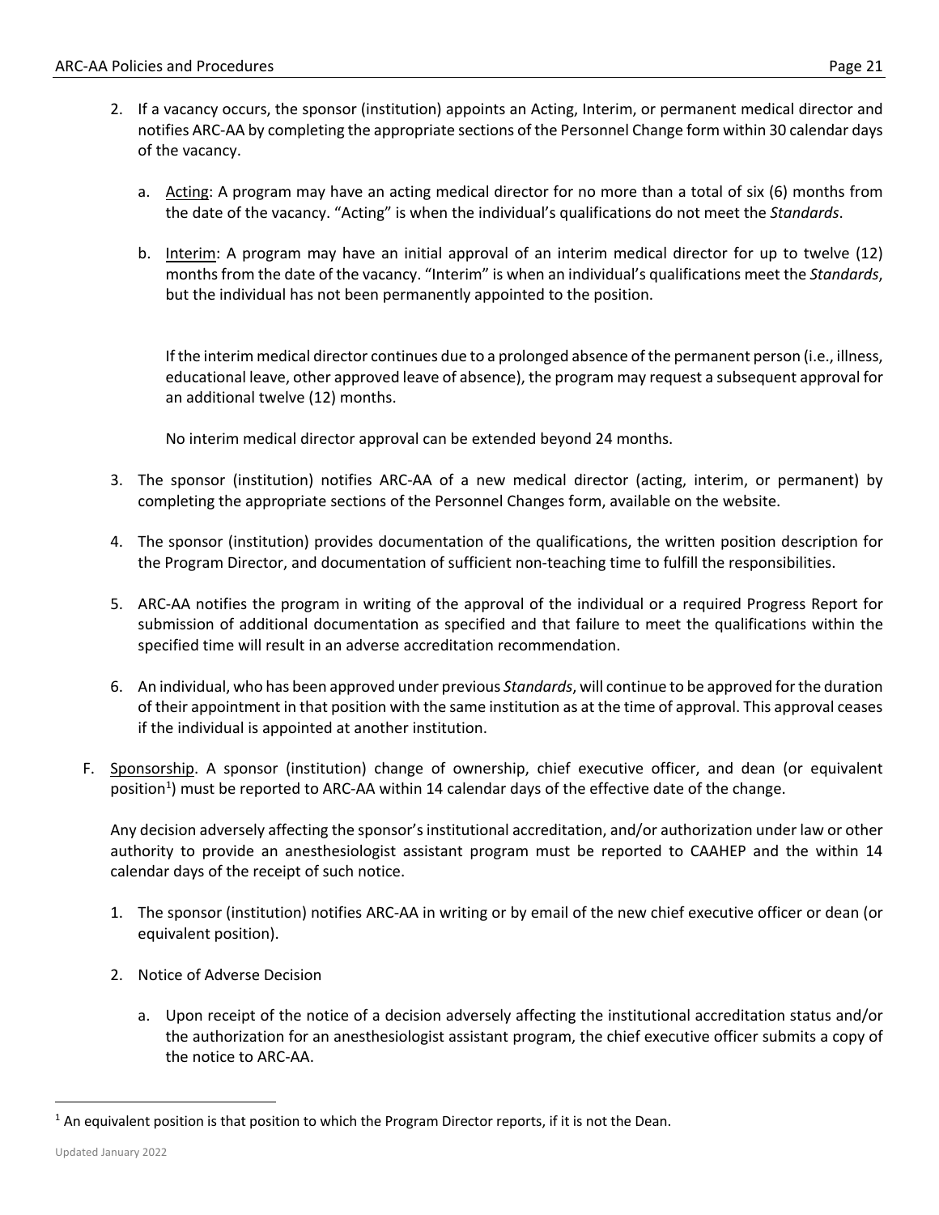2. If a vacancy occurs, the sponsor (institution) appoints an Acting, Interim, or permanent medical director and notifies ARC-AA by completing the appropriate sections of the Personnel Change form within 30 calendar days of the vacancy.

    a. Acting: A program may have an acting medical director for no more than a total of six (6) months from the date of the vacancy. "Acting" is when the individual's qualifications do not meet the *Standards*.

    b. Interim: A program may have an initial approval of an interim medical director for up to twelve (12) months from the date of the vacancy. "Interim" is when an individual's qualifications meet the *Standards*, but the individual has not been permanently appointed to the position.

        If the interim medical director continues due to a prolonged absence of the permanent person (i.e., illness, educational leave, other approved leave of absence), the program may request a subsequent approval for an additional twelve (12) months.

        No interim medical director approval can be extended beyond 24 months.

3. The sponsor (institution) notifies ARC-AA of a new medical director (acting, interim, or permanent) by completing the appropriate sections of the Personnel Changes form, available on the website.

4. The sponsor (institution) provides documentation of the qualifications, the written position description for the Program Director, and documentation of sufficient non-teaching time to fulfill the responsibilities.

5. ARC-AA notifies the program in writing of the approval of the individual or a required Progress Report for submission of additional documentation as specified and that failure to meet the qualifications within the specified time will result in an adverse accreditation recommendation.

6. An individual, who has been approved under previous *Standards*, will continue to be approved for the duration of their appointment in that position with the same institution as at the time of approval. This approval ceases if the individual is appointed at another institution.

F. Sponsorship. A sponsor (institution) change of ownership, chief executive officer, and dean (or equivalent position[1]) must be reported to ARC-AA within 14 calendar days of the effective date of the change.

    Any decision adversely affecting the sponsor's institutional accreditation, and/or authorization under law or other authority to provide an anesthesiologist assistant program must be reported to CAAHEP and the within 14 calendar days of the receipt of such notice.

    1. The sponsor (institution) notifies ARC-AA in writing or by email of the new chief executive officer or dean (or equivalent position).

    2. Notice of Adverse Decision

        a. Upon receipt of the notice of a decision adversely affecting the institutional accreditation status and/or the authorization for an anesthesiologist assistant program, the chief executive officer submits a copy of the notice to ARC-AA.

---

[1] An equivalent position is that position to which the Program Director reports, if it is not the Dean.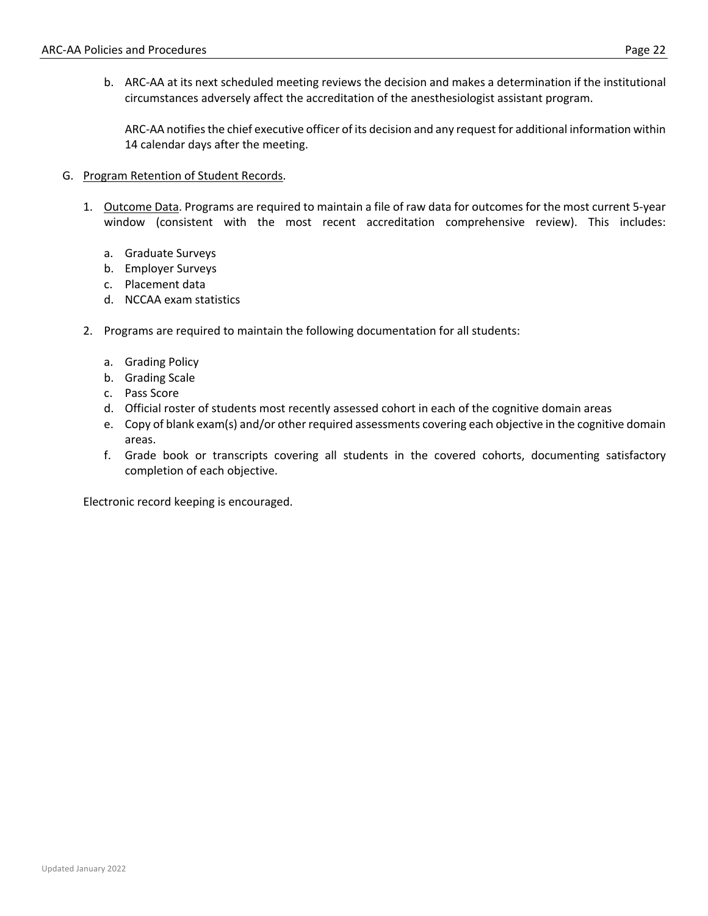b. ARC-AA at its next scheduled meeting reviews the decision and makes a determination if the institutional circumstances adversely affect the accreditation of the anesthesiologist assistant program.

   ARC-AA notifies the chief executive officer of its decision and any request for additional information within 14 calendar days after the meeting.

G. Program Retention of Student Records.

   1. Outcome Data. Programs are required to maintain a file of raw data for outcomes for the most current 5-year window (consistent with the most recent accreditation comprehensive review). This includes:

      a. Graduate Surveys
      b. Employer Surveys
      c. Placement data
      d. NCCAA exam statistics

   2. Programs are required to maintain the following documentation for all students:

      a. Grading Policy
      b. Grading Scale
      c. Pass Score
      d. Official roster of students most recently assessed cohort in each of the cognitive domain areas
      e. Copy of blank exam(s) and/or other required assessments covering each objective in the cognitive domain areas.
      f. Grade book or transcripts covering all students in the covered cohorts, documenting satisfactory completion of each objective.

   Electronic record keeping is encouraged.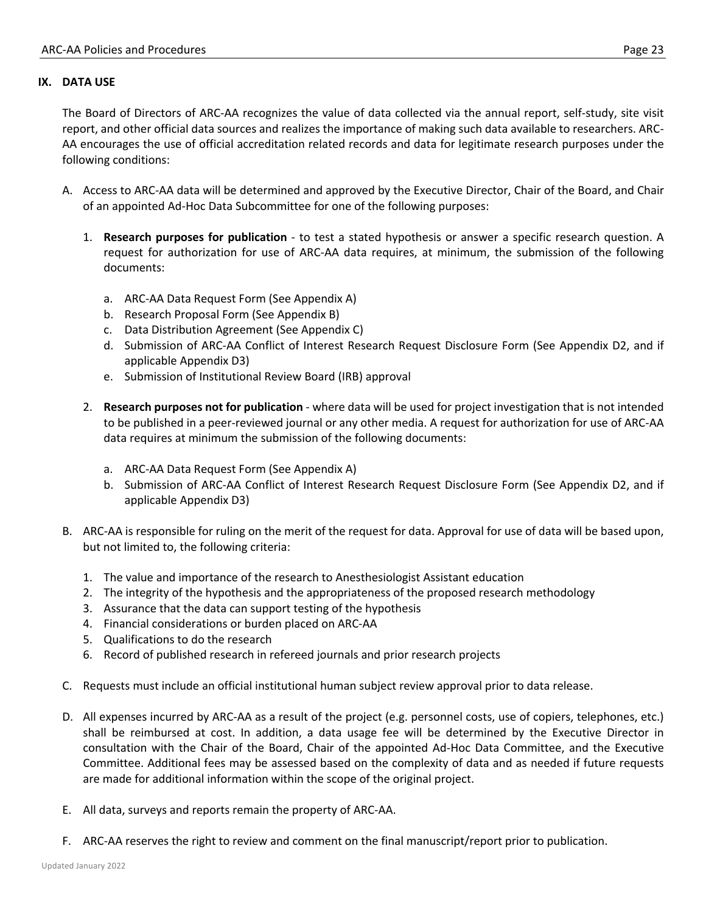## IX. DATA USE

The Board of Directors of ARC-AA recognizes the value of data collected via the annual report, self-study, site visit report, and other official data sources and realizes the importance of making such data available to researchers. ARC-AA encourages the use of official accreditation related records and data for legitimate research purposes under the following conditions:

A. Access to ARC-AA data will be determined and approved by the Executive Director, Chair of the Board, and Chair of an appointed Ad-Hoc Data Subcommittee for one of the following purposes:

   1. **Research purposes for publication** - to test a stated hypothesis or answer a specific research question. A request for authorization for use of ARC-AA data requires, at minimum, the submission of the following documents:

      a. ARC-AA Data Request Form (See Appendix A)
      b. Research Proposal Form (See Appendix B)
      c. Data Distribution Agreement (See Appendix C)
      d. Submission of ARC-AA Conflict of Interest Research Request Disclosure Form (See Appendix D2, and if applicable Appendix D3)
      e. Submission of Institutional Review Board (IRB) approval

   2. **Research purposes not for publication** - where data will be used for project investigation that is not intended to be published in a peer-reviewed journal or any other media. A request for authorization for use of ARC-AA data requires at minimum the submission of the following documents:

      a. ARC-AA Data Request Form (See Appendix A)
      b. Submission of ARC-AA Conflict of Interest Research Request Disclosure Form (See Appendix D2, and if applicable Appendix D3)

B. ARC-AA is responsible for ruling on the merit of the request for data. Approval for use of data will be based upon, but not limited to, the following criteria:

   1. The value and importance of the research to Anesthesiologist Assistant education
   2. The integrity of the hypothesis and the appropriateness of the proposed research methodology
   3. Assurance that the data can support testing of the hypothesis
   4. Financial considerations or burden placed on ARC-AA
   5. Qualifications to do the research
   6. Record of published research in refereed journals and prior research projects

C. Requests must include an official institutional human subject review approval prior to data release.

D. All expenses incurred by ARC-AA as a result of the project (e.g. personnel costs, use of copiers, telephones, etc.) shall be reimbursed at cost. In addition, a data usage fee will be determined by the Executive Director in consultation with the Chair of the Board, Chair of the appointed Ad-Hoc Data Committee, and the Executive Committee. Additional fees may be assessed based on the complexity of data and as needed if future requests are made for additional information within the scope of the original project.

E. All data, surveys and reports remain the property of ARC-AA.

F. ARC-AA reserves the right to review and comment on the final manuscript/report prior to publication.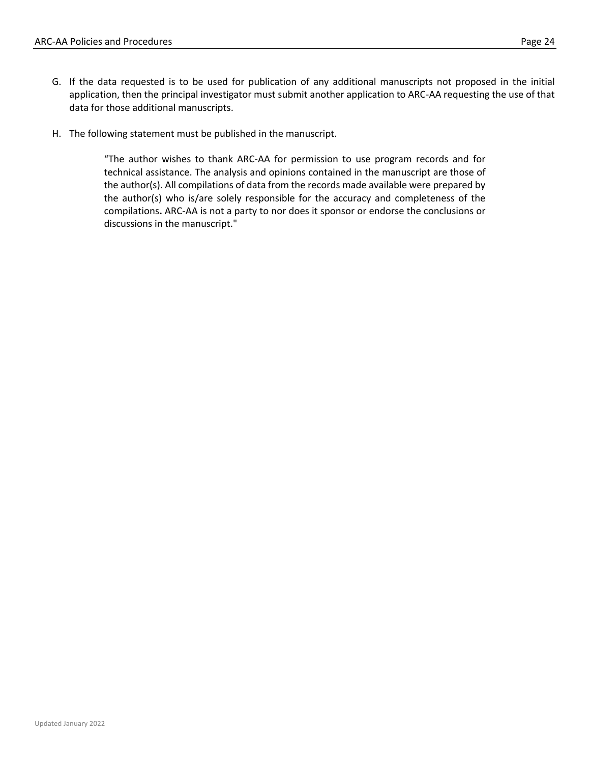G. If the data requested is to be used for publication of any additional manuscripts not proposed in the initial application, then the principal investigator must submit another application to ARC-AA requesting the use of that data for those additional manuscripts.

H. The following statement must be published in the manuscript.

> "The author wishes to thank ARC-AA for permission to use program records and for technical assistance. The analysis and opinions contained in the manuscript are those of the author(s). All compilations of data from the records made available were prepared by the author(s) who is/are solely responsible for the accuracy and completeness of the compilations. ARC-AA is not a party to nor does it sponsor or endorse the conclusions or discussions in the manuscript."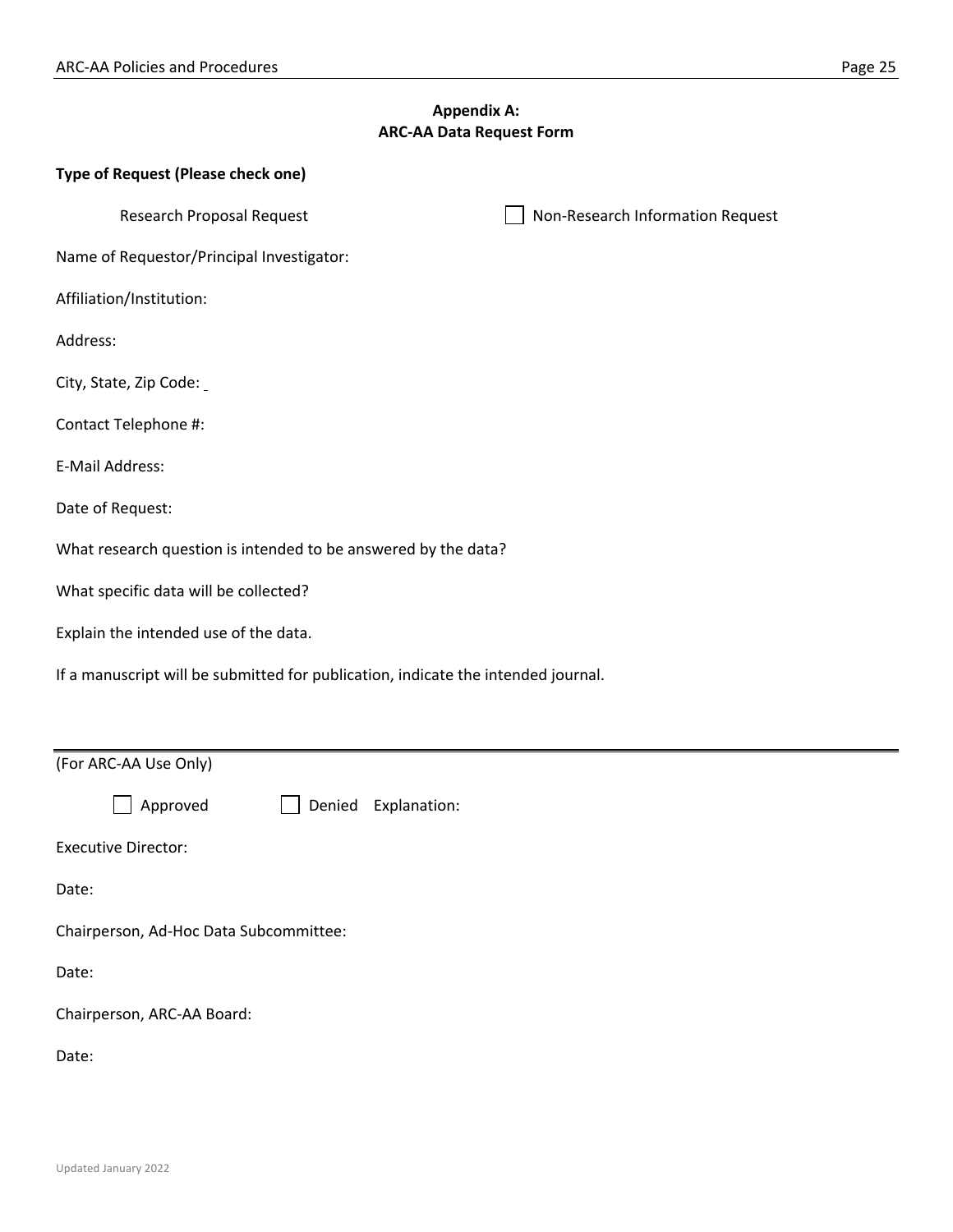## Appendix A:
## ARC-AA Data Request Form

**Type of Request (Please check one)**

Research Proposal Request ☐ Non-Research Information Request

Name of Requestor/Principal Investigator:

Affiliation/Institution:

Address:

City, State, Zip Code:

Contact Telephone #:

E-Mail Address:

Date of Request:

What research question is intended to be answered by the data?

What specific data will be collected?

Explain the intended use of the data.

If a manuscript will be submitted for publication, indicate the intended journal.

---

(For ARC-AA Use Only)

☐ Approved ☐ Denied Explanation:

Executive Director:

Date:

Chairperson, Ad-Hoc Data Subcommittee:

Date:

Chairperson, ARC-AA Board:

Date:

Updated January 2022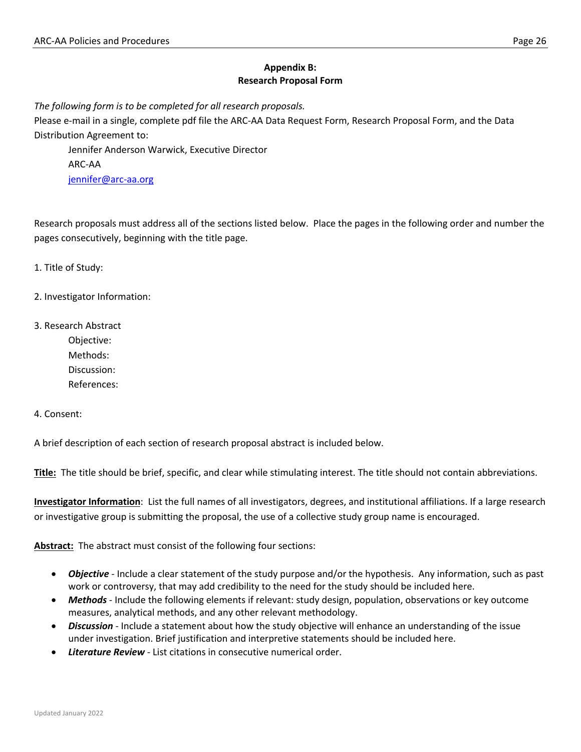## Appendix B:
## Research Proposal Form

*The following form is to be completed for all research proposals.*

Please e-mail in a single, complete pdf file the ARC-AA Data Request Form, Research Proposal Form, and the Data Distribution Agreement to:

Jennifer Anderson Warwick, Executive Director
ARC-AA
[jennifer@arc-aa.org](mailto:jennifer@arc-aa.org)

Research proposals must address all of the sections listed below. Place the pages in the following order and number the pages consecutively, beginning with the title page.

1. Title of Study:

2. Investigator Information:

3. Research Abstract
   Objective:
   Methods:
   Discussion:
   References:

4. Consent:

A brief description of each section of research proposal abstract is included below.

**Title:** The title should be brief, specific, and clear while stimulating interest. The title should not contain abbreviations.

**Investigator Information**: List the full names of all investigators, degrees, and institutional affiliations. If a large research or investigative group is submitting the proposal, the use of a collective study group name is encouraged.

**Abstract:** The abstract must consist of the following four sections:

- ***Objective*** - Include a clear statement of the study purpose and/or the hypothesis. Any information, such as past work or controversy, that may add credibility to the need for the study should be included here.
- ***Methods*** - Include the following elements if relevant: study design, population, observations or key outcome measures, analytical methods, and any other relevant methodology.
- ***Discussion*** - Include a statement about how the study objective will enhance an understanding of the issue under investigation. Brief justification and interpretive statements should be included here.
- ***Literature Review*** - List citations in consecutive numerical order.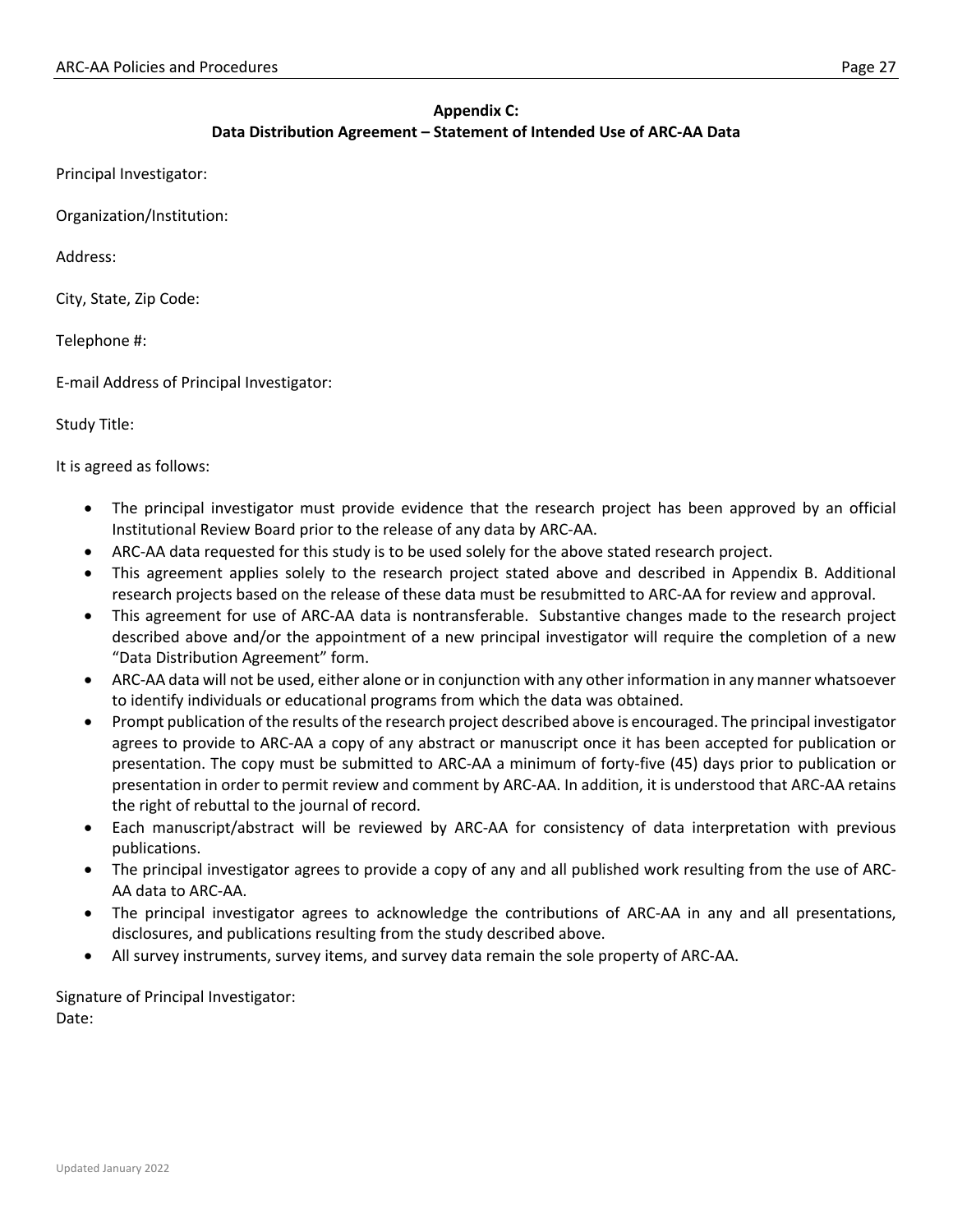**Appendix C:**
**Data Distribution Agreement – Statement of Intended Use of ARC-AA Data**

Principal Investigator:

Organization/Institution:

Address:

City, State, Zip Code:

Telephone #:

E-mail Address of Principal Investigator:

Study Title:

It is agreed as follows:

- The principal investigator must provide evidence that the research project has been approved by an official Institutional Review Board prior to the release of any data by ARC-AA.
- ARC-AA data requested for this study is to be used solely for the above stated research project.
- This agreement applies solely to the research project stated above and described in Appendix B. Additional research projects based on the release of these data must be resubmitted to ARC-AA for review and approval.
- This agreement for use of ARC-AA data is nontransferable. Substantive changes made to the research project described above and/or the appointment of a new principal investigator will require the completion of a new "Data Distribution Agreement" form.
- ARC-AA data will not be used, either alone or in conjunction with any other information in any manner whatsoever to identify individuals or educational programs from which the data was obtained.
- Prompt publication of the results of the research project described above is encouraged. The principal investigator agrees to provide to ARC-AA a copy of any abstract or manuscript once it has been accepted for publication or presentation. The copy must be submitted to ARC-AA a minimum of forty-five (45) days prior to publication or presentation in order to permit review and comment by ARC-AA. In addition, it is understood that ARC-AA retains the right of rebuttal to the journal of record.
- Each manuscript/abstract will be reviewed by ARC-AA for consistency of data interpretation with previous publications.
- The principal investigator agrees to provide a copy of any and all published work resulting from the use of ARC-AA data to ARC-AA.
- The principal investigator agrees to acknowledge the contributions of ARC-AA in any and all presentations, disclosures, and publications resulting from the study described above.
- All survey instruments, survey items, and survey data remain the sole property of ARC-AA.

Signature of Principal Investigator:
Date: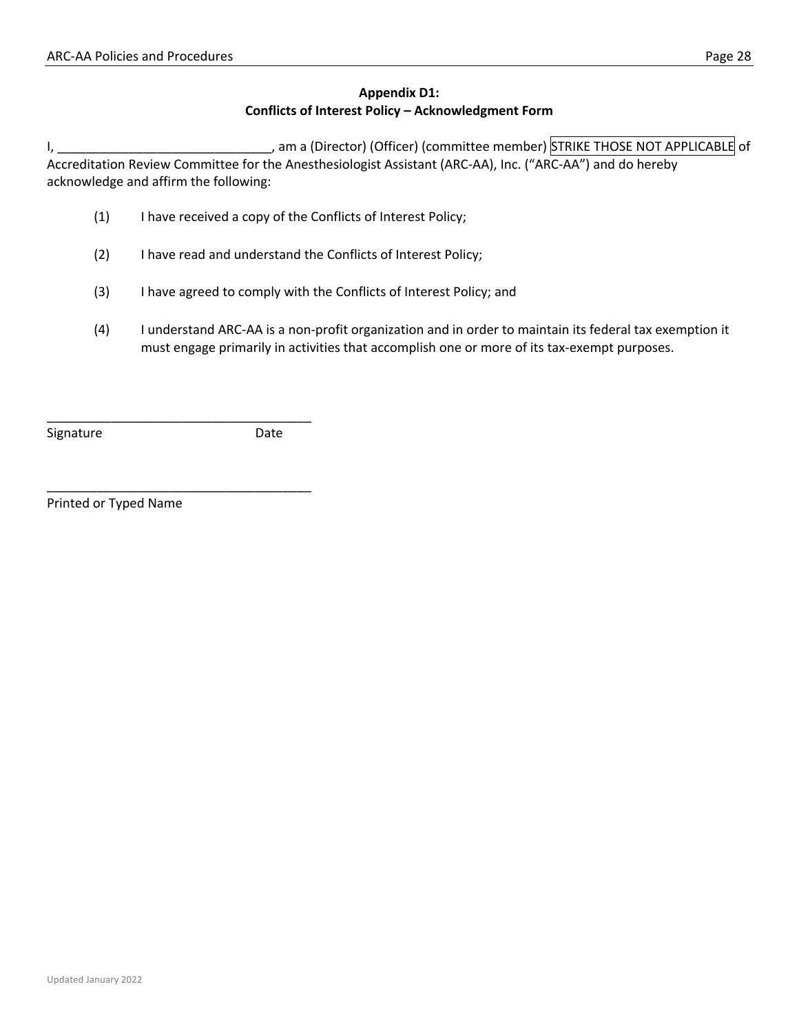## Appendix D1:
## Conflicts of Interest Policy – Acknowledgment Form

I, ______________________________, am a (Director) (Officer) (committee member) STRIKE THOSE NOT APPLICABLE of Accreditation Review Committee for the Anesthesiologist Assistant (ARC-AA), Inc. ("ARC-AA") and do hereby acknowledge and affirm the following:

(1) I have received a copy of the Conflicts of Interest Policy;

(2) I have read and understand the Conflicts of Interest Policy;

(3) I have agreed to comply with the Conflicts of Interest Policy; and

(4) I understand ARC-AA is a non-profit organization and in order to maintain its federal tax exemption it must engage primarily in activities that accomplish one or more of its tax-exempt purposes.

_____________________________________
Signature Date

_____________________________________
Printed or Typed Name

Updated January 2022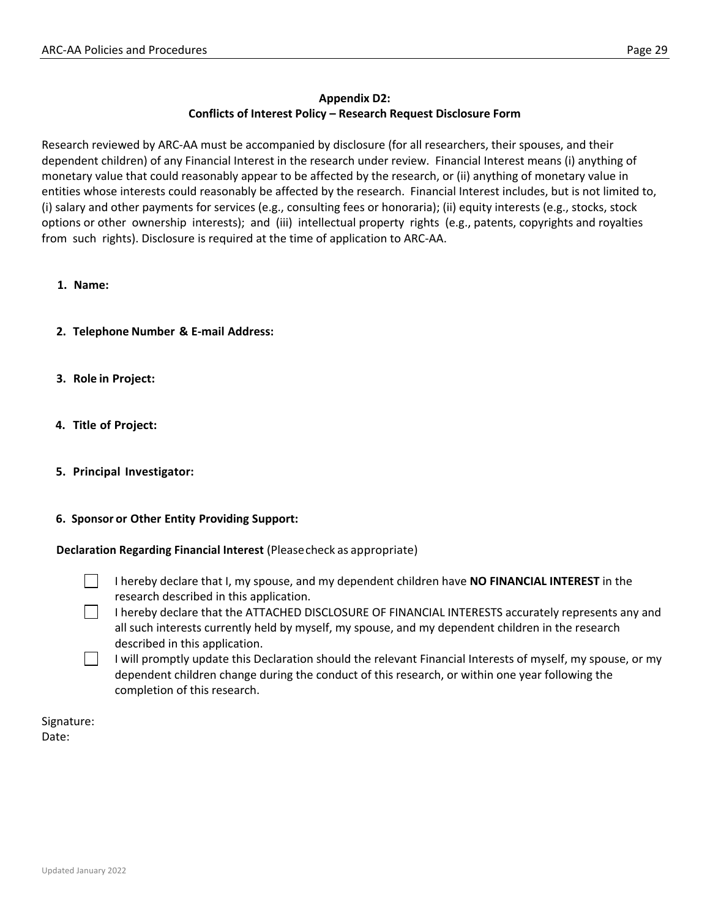## Appendix D2: Conflicts of Interest Policy – Research Request Disclosure Form

Research reviewed by ARC-AA must be accompanied by disclosure (for all researchers, their spouses, and their dependent children) of any Financial Interest in the research under review. Financial Interest means (i) anything of monetary value that could reasonably appear to be affected by the research, or (ii) anything of monetary value in entities whose interests could reasonably be affected by the research. Financial Interest includes, but is not limited to, (i) salary and other payments for services (e.g., consulting fees or honoraria); (ii) equity interests (e.g., stocks, stock options or other ownership interests); and (iii) intellectual property rights (e.g., patents, copyrights and royalties from such rights). Disclosure is required at the time of application to ARC-AA.

1. **Name:**

2. **Telephone Number & E-mail Address:**

3. **Role in Project:**

4. **Title of Project:**

5. **Principal Investigator:**

6. **Sponsor or Other Entity Providing Support:**

**Declaration Regarding Financial Interest** (Please check as appropriate)

- ☐ I hereby declare that I, my spouse, and my dependent children have **NO FINANCIAL INTEREST** in the research described in this application.
- ☐ I hereby declare that the ATTACHED DISCLOSURE OF FINANCIAL INTERESTS accurately represents any and all such interests currently held by myself, my spouse, and my dependent children in the research described in this application.
- ☐ I will promptly update this Declaration should the relevant Financial Interests of myself, my spouse, or my dependent children change during the conduct of this research, or within one year following the completion of this research.

Signature:
Date: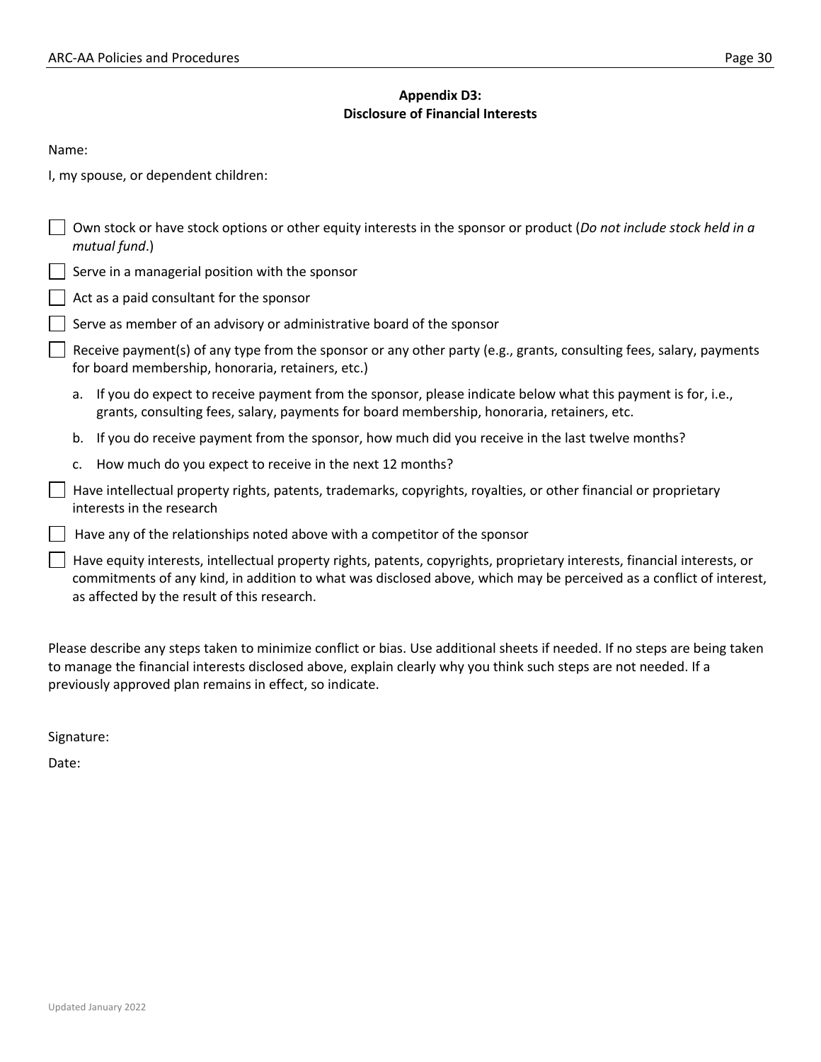## Appendix D3:
## Disclosure of Financial Interests

Name:

I, my spouse, or dependent children:

- [ ] Own stock or have stock options or other equity interests in the sponsor or product (*Do not include stock held in a mutual fund*.)
- [ ] Serve in a managerial position with the sponsor
- [ ] Act as a paid consultant for the sponsor
- [ ] Serve as member of an advisory or administrative board of the sponsor
- [ ] Receive payment(s) of any type from the sponsor or any other party (e.g., grants, consulting fees, salary, payments for board membership, honoraria, retainers, etc.)
    a. If you do expect to receive payment from the sponsor, please indicate below what this payment is for, i.e., grants, consulting fees, salary, payments for board membership, honoraria, retainers, etc.
    b. If you do receive payment from the sponsor, how much did you receive in the last twelve months?
    c. How much do you expect to receive in the next 12 months?
- [ ] Have intellectual property rights, patents, trademarks, copyrights, royalties, or other financial or proprietary interests in the research
- [ ] Have any of the relationships noted above with a competitor of the sponsor
- [ ] Have equity interests, intellectual property rights, patents, copyrights, proprietary interests, financial interests, or commitments of any kind, in addition to what was disclosed above, which may be perceived as a conflict of interest, as affected by the result of this research.

Please describe any steps taken to minimize conflict or bias. Use additional sheets if needed. If no steps are being taken to manage the financial interests disclosed above, explain clearly why you think such steps are not needed. If a previously approved plan remains in effect, so indicate.

Signature:

Date: